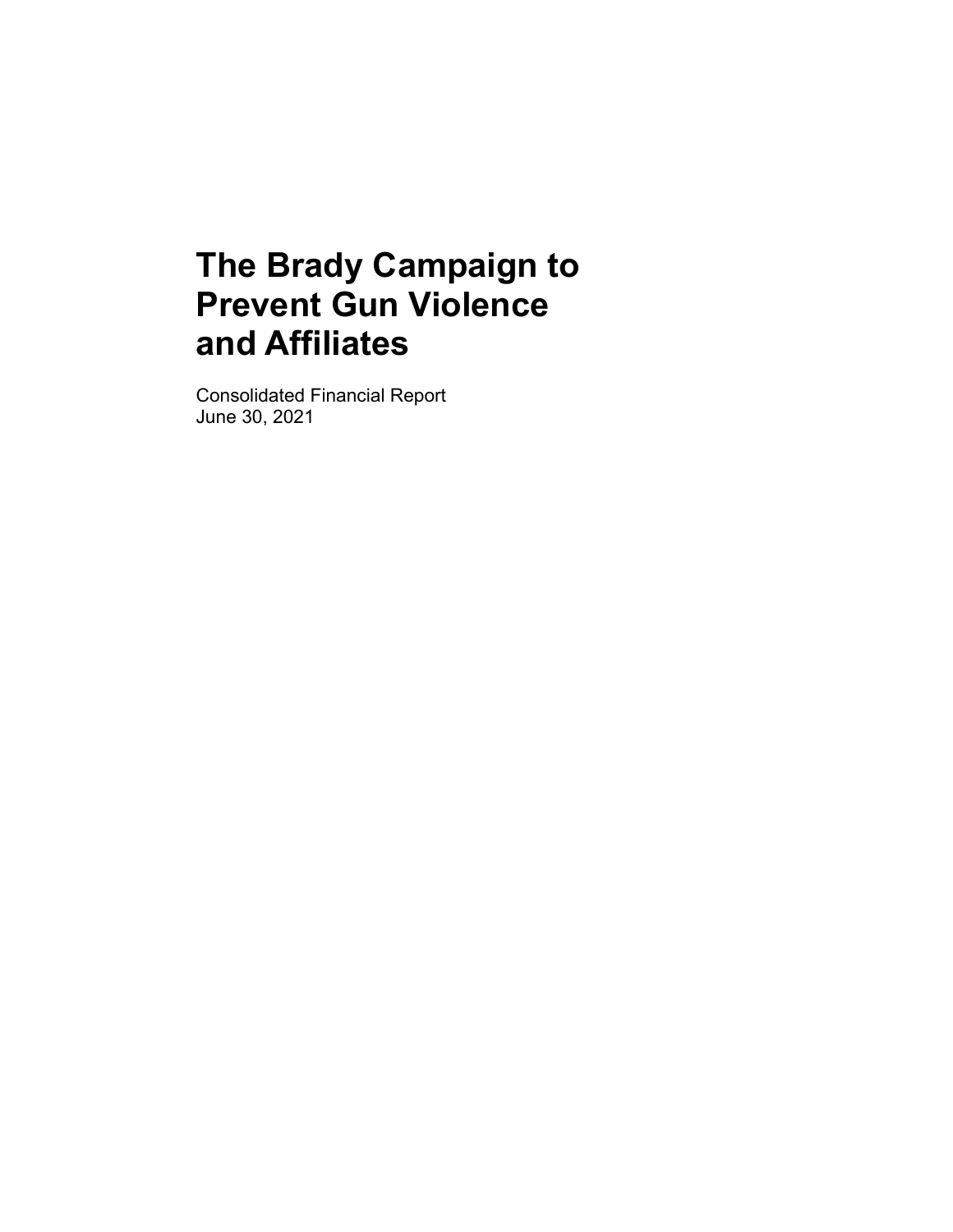# The Brady Campaign to Prevent Gun Violence and Affiliates

Consolidated Financial Report
June 30, 2021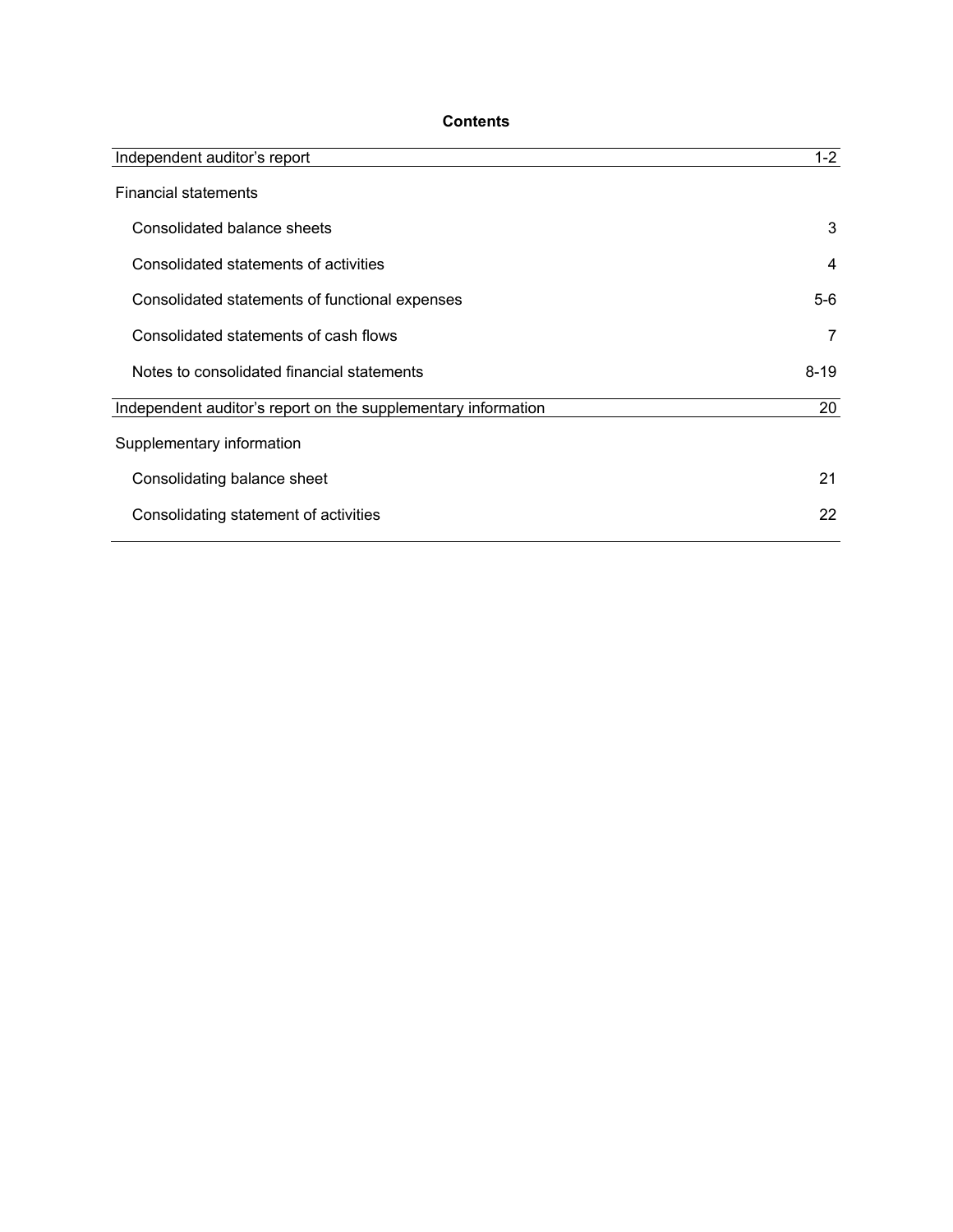# Contents

| | |
|---|---|
| Independent auditor's report | 1-2 |
| Financial statements | |
| Consolidated balance sheets | 3 |
| Consolidated statements of activities | 4 |
| Consolidated statements of functional expenses | 5-6 |
| Consolidated statements of cash flows | 7 |
| Notes to consolidated financial statements | 8-19 |
| Independent auditor's report on the supplementary information | 20 |
| Supplementary information | |
| Consolidating balance sheet | 21 |
| Consolidating statement of activities | 22 |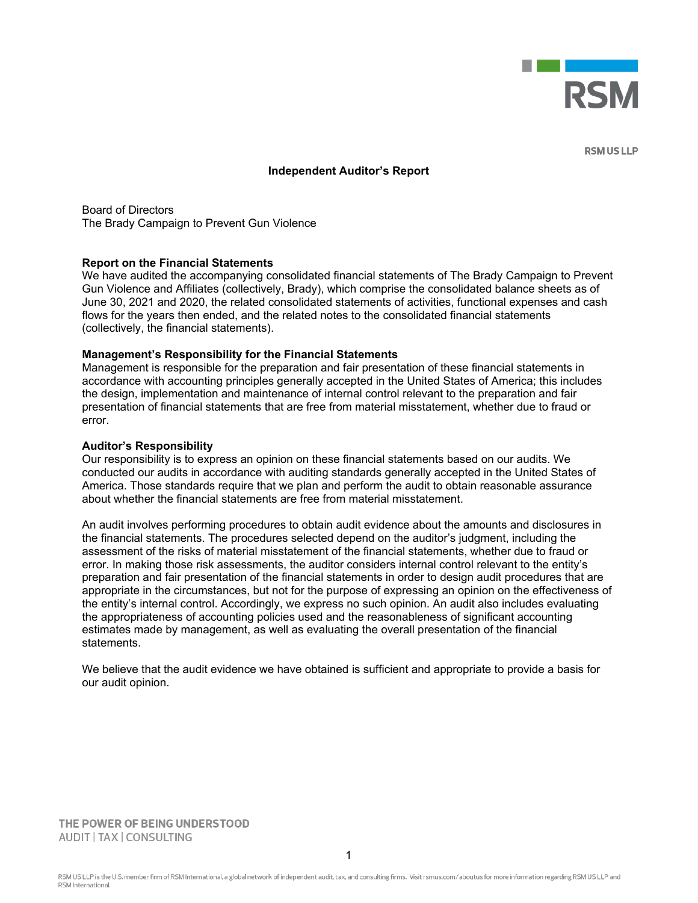RSM US LLP

# Independent Auditor's Report

Board of Directors
The Brady Campaign to Prevent Gun Violence

**Report on the Financial Statements**
We have audited the accompanying consolidated financial statements of The Brady Campaign to Prevent Gun Violence and Affiliates (collectively, Brady), which comprise the consolidated balance sheets as of June 30, 2021 and 2020, the related consolidated statements of activities, functional expenses and cash flows for the years then ended, and the related notes to the consolidated financial statements (collectively, the financial statements).

**Management's Responsibility for the Financial Statements**
Management is responsible for the preparation and fair presentation of these financial statements in accordance with accounting principles generally accepted in the United States of America; this includes the design, implementation and maintenance of internal control relevant to the preparation and fair presentation of financial statements that are free from material misstatement, whether due to fraud or error.

**Auditor's Responsibility**
Our responsibility is to express an opinion on these financial statements based on our audits. We conducted our audits in accordance with auditing standards generally accepted in the United States of America. Those standards require that we plan and perform the audit to obtain reasonable assurance about whether the financial statements are free from material misstatement.

An audit involves performing procedures to obtain audit evidence about the amounts and disclosures in the financial statements. The procedures selected depend on the auditor's judgment, including the assessment of the risks of material misstatement of the financial statements, whether due to fraud or error. In making those risk assessments, the auditor considers internal control relevant to the entity's preparation and fair presentation of the financial statements in order to design audit procedures that are appropriate in the circumstances, but not for the purpose of expressing an opinion on the effectiveness of the entity's internal control. Accordingly, we express no such opinion. An audit also includes evaluating the appropriateness of accounting policies used and the reasonableness of significant accounting estimates made by management, as well as evaluating the overall presentation of the financial statements.

We believe that the audit evidence we have obtained is sufficient and appropriate to provide a basis for our audit opinion.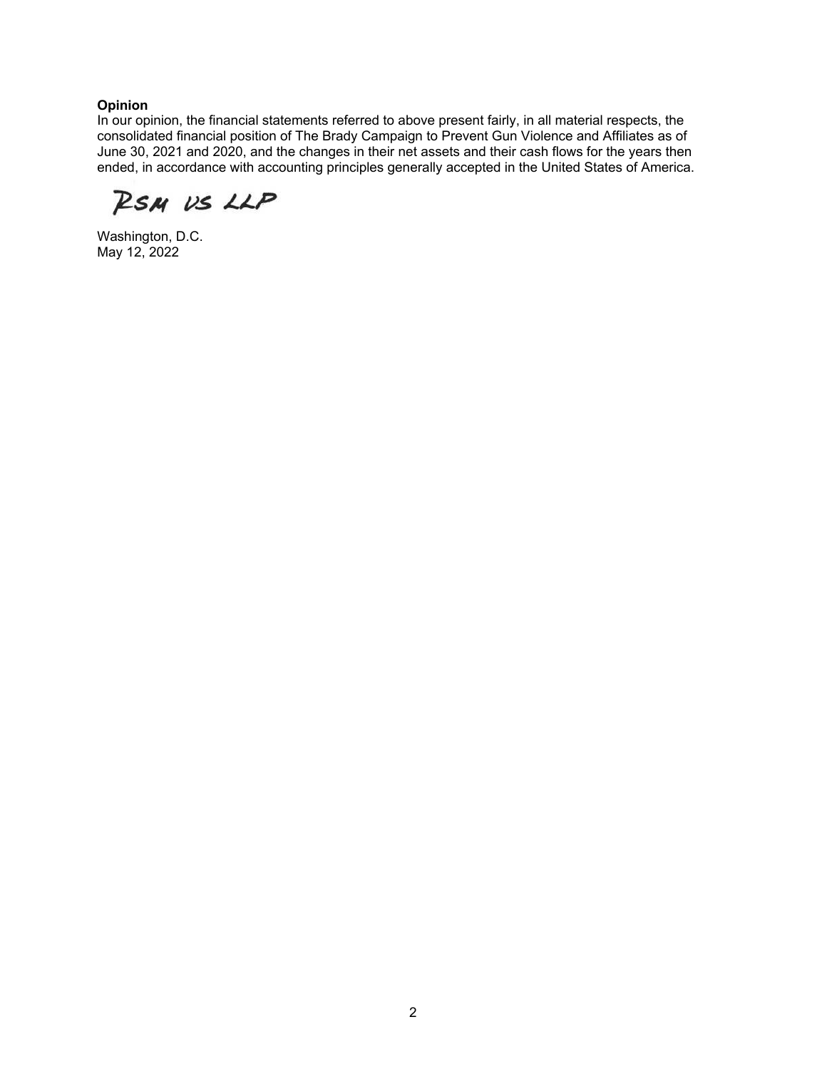**Opinion**

In our opinion, the financial statements referred to above present fairly, in all material respects, the consolidated financial position of The Brady Campaign to Prevent Gun Violence and Affiliates as of June 30, 2021 and 2020, and the changes in their net assets and their cash flows for the years then ended, in accordance with accounting principles generally accepted in the United States of America.

RSM US LLP

Washington, D.C.
May 12, 2022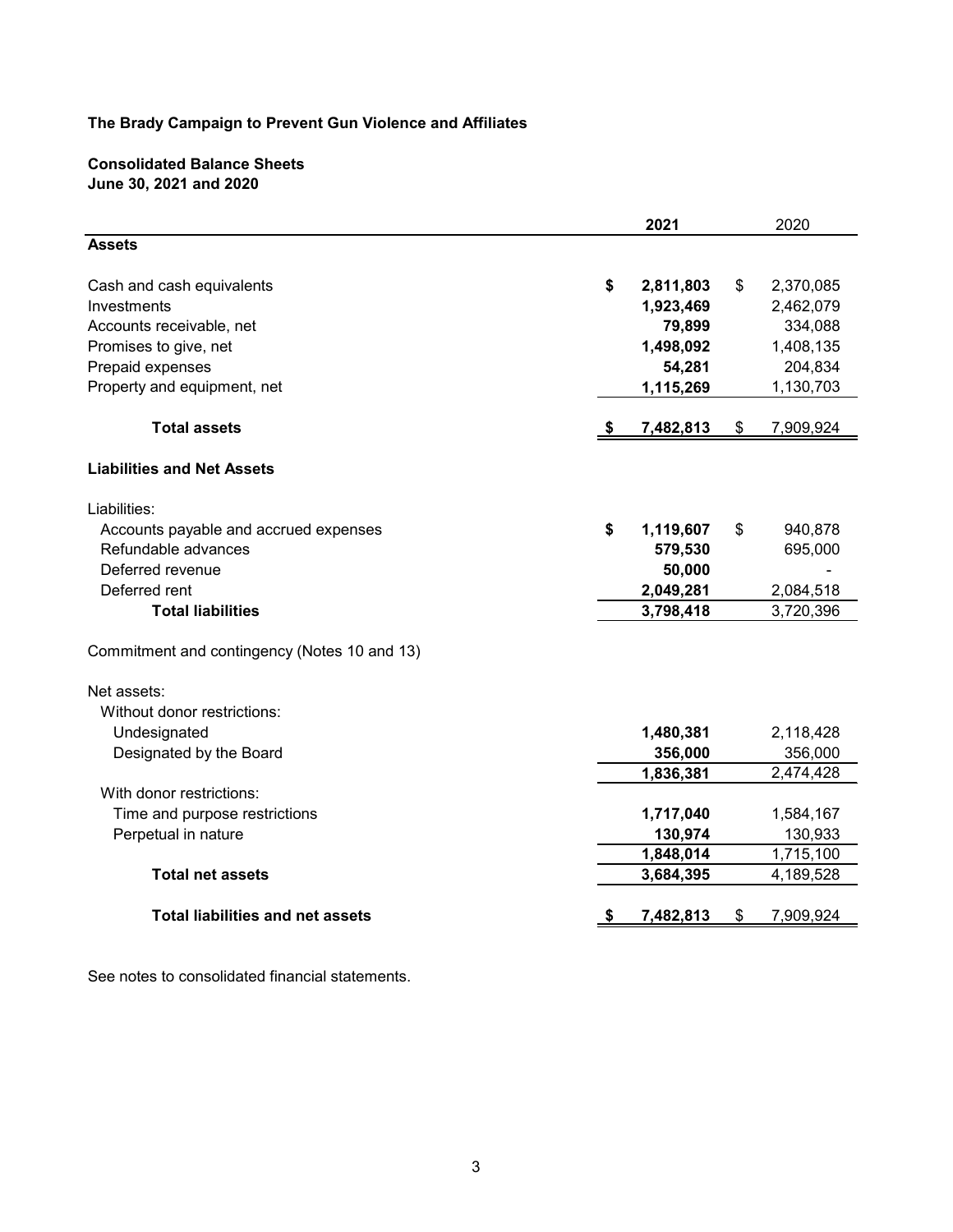**The Brady Campaign to Prevent Gun Violence and Affiliates**

**Consolidated Balance Sheets**
**June 30, 2021 and 2020**

| | 2021 | 2020 |
|---|---|---|
| **Assets** | | |
| Cash and cash equivalents | **$ 2,811,803** | $ 2,370,085 |
| Investments | **1,923,469** | 2,462,079 |
| Accounts receivable, net | **79,899** | 334,088 |
| Promises to give, net | **1,498,092** | 1,408,135 |
| Prepaid expenses | **54,281** | 204,834 |
| Property and equipment, net | **1,115,269** | 1,130,703 |
| **Total assets** | **$ 7,482,813** | $ 7,909,924 |
| **Liabilities and Net Assets** | | |
| Liabilities: | | |
| Accounts payable and accrued expenses | **$ 1,119,607** | $ 940,878 |
| Refundable advances | **579,530** | 695,000 |
| Deferred revenue | **50,000** | - |
| Deferred rent | **2,049,281** | 2,084,518 |
| **Total liabilities** | **3,798,418** | 3,720,396 |
| Commitment and contingency (Notes 10 and 13) | | |
| Net assets: | | |
| Without donor restrictions: | | |
| Undesignated | **1,480,381** | 2,118,428 |
| Designated by the Board | **356,000** | 356,000 |
| | **1,836,381** | 2,474,428 |
| With donor restrictions: | | |
| Time and purpose restrictions | **1,717,040** | 1,584,167 |
| Perpetual in nature | **130,974** | 130,933 |
| | **1,848,014** | 1,715,100 |
| **Total net assets** | **3,684,395** | 4,189,528 |
| **Total liabilities and net assets** | **$ 7,482,813** | $ 7,909,924 |

See notes to consolidated financial statements.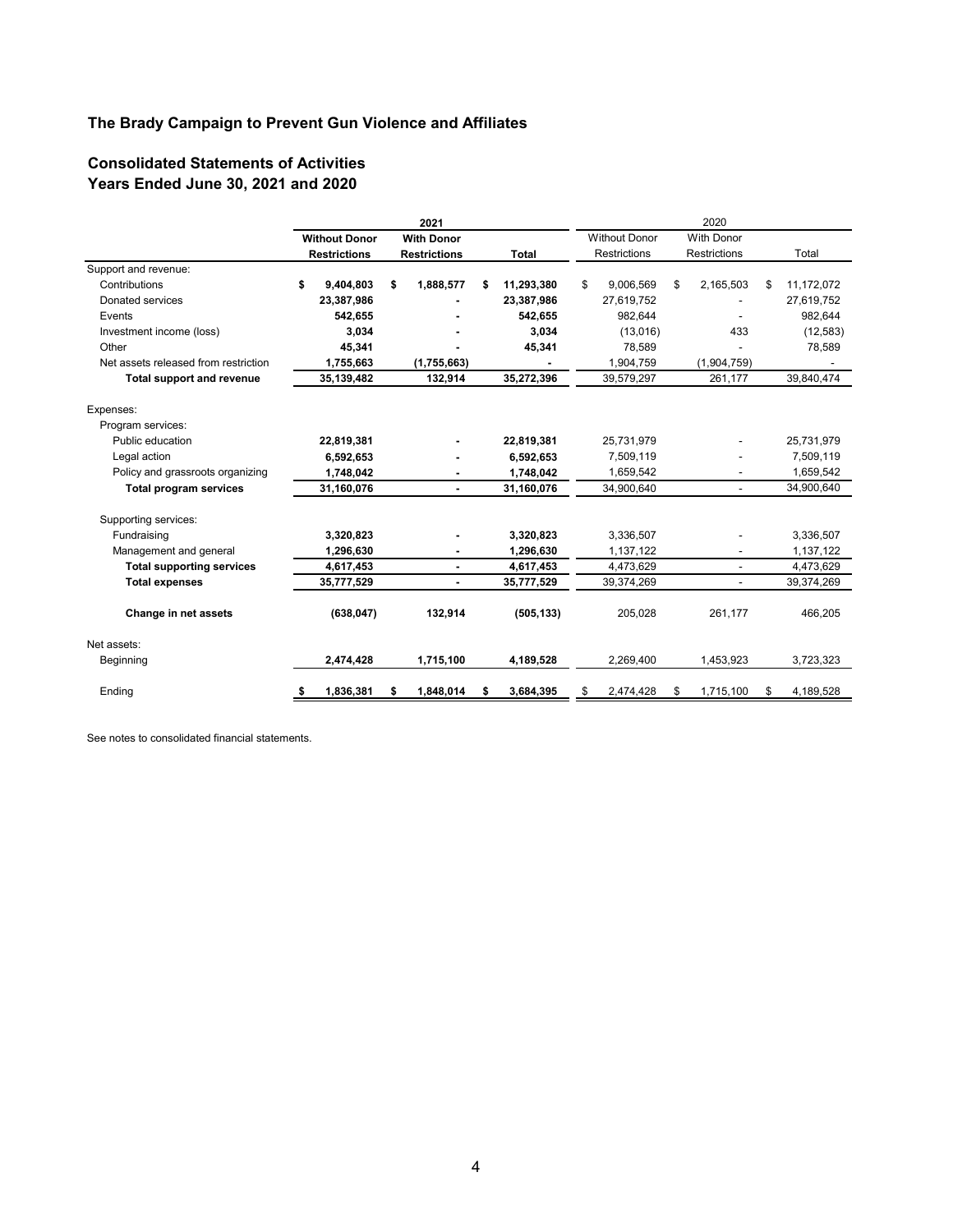## The Brady Campaign to Prevent Gun Violence and Affiliates

### Consolidated Statements of Activities
### Years Ended June 30, 2021 and 2020

| | 2021 | | | 2020 | | |
|---|---|---|---|---|---|---|
| | Without Donor Restrictions | With Donor Restrictions | Total | Without Donor Restrictions | With Donor Restrictions | Total |
| Support and revenue: | | | | | | |
| Contributions | $ 9,404,803 | $ 1,888,577 | $ 11,293,380 | $ 9,006,569 | $ 2,165,503 | $ 11,172,072 |
| Donated services | 23,387,986 | - | 23,387,986 | 27,619,752 | - | 27,619,752 |
| Events | 542,655 | - | 542,655 | 982,644 | - | 982,644 |
| Investment income (loss) | 3,034 | - | 3,034 | (13,016) | 433 | (12,583) |
| Other | 45,341 | - | 45,341 | 78,589 | - | 78,589 |
| Net assets released from restriction | 1,755,663 | (1,755,663) | - | 1,904,759 | (1,904,759) | - |
| **Total support and revenue** | 35,139,482 | 132,914 | 35,272,396 | 39,579,297 | 261,177 | 39,840,474 |
| Expenses: | | | | | | |
| Program services: | | | | | | |
| Public education | 22,819,381 | - | 22,819,381 | 25,731,979 | - | 25,731,979 |
| Legal action | 6,592,653 | - | 6,592,653 | 7,509,119 | - | 7,509,119 |
| Policy and grassroots organizing | 1,748,042 | - | 1,748,042 | 1,659,542 | - | 1,659,542 |
| **Total program services** | 31,160,076 | - | 31,160,076 | 34,900,640 | - | 34,900,640 |
| Supporting services: | | | | | | |
| Fundraising | 3,320,823 | - | 3,320,823 | 3,336,507 | - | 3,336,507 |
| Management and general | 1,296,630 | - | 1,296,630 | 1,137,122 | - | 1,137,122 |
| **Total supporting services** | 4,617,453 | - | 4,617,453 | 4,473,629 | - | 4,473,629 |
| **Total expenses** | 35,777,529 | - | 35,777,529 | 39,374,269 | - | 39,374,269 |
| **Change in net assets** | (638,047) | 132,914 | (505,133) | 205,028 | 261,177 | 466,205 |
| Net assets: | | | | | | |
| Beginning | 2,474,428 | 1,715,100 | 4,189,528 | 2,269,400 | 1,453,923 | 3,723,323 |
| Ending | $ 1,836,381 | $ 1,848,014 | $ 3,684,395 | $ 2,474,428 | $ 1,715,100 | $ 4,189,528 |

See notes to consolidated financial statements.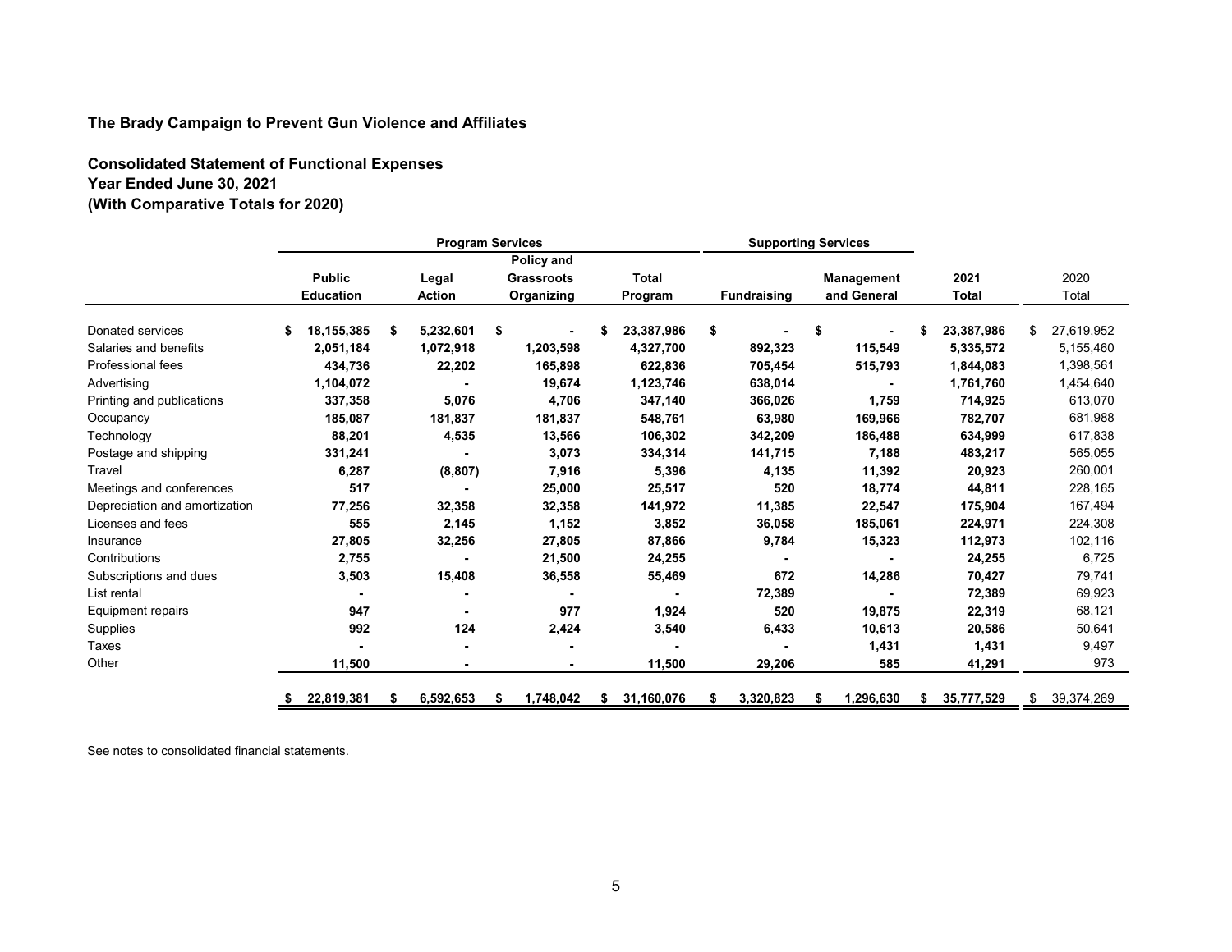**The Brady Campaign to Prevent Gun Violence and Affiliates**

**Consolidated Statement of Functional Expenses**
**Year Ended June 30, 2021**
**(With Comparative Totals for 2020)**

| | Program Services | | | | Supporting Services | | | |
|---|---|---|---|---|---|---|---|---|
| | Public Education | Legal Action | Policy and Grassroots Organizing | Total Program | Fundraising | Management and General | 2021 Total | 2020 Total |
| Donated services | $ 18,155,385 | $ 5,232,601 | $ - | $ 23,387,986 | $ - | $ - | $ 23,387,986 | $ 27,619,952 |
| Salaries and benefits | 2,051,184 | 1,072,918 | 1,203,598 | 4,327,700 | 892,323 | 115,549 | 5,335,572 | 5,155,460 |
| Professional fees | 434,736 | 22,202 | 165,898 | 622,836 | 705,454 | 515,793 | 1,844,083 | 1,398,561 |
| Advertising | 1,104,072 | - | 19,674 | 1,123,746 | 638,014 | - | 1,761,760 | 1,454,640 |
| Printing and publications | 337,358 | 5,076 | 4,706 | 347,140 | 366,026 | 1,759 | 714,925 | 613,070 |
| Occupancy | 185,087 | 181,837 | 181,837 | 548,761 | 63,980 | 169,966 | 782,707 | 681,988 |
| Technology | 88,201 | 4,535 | 13,566 | 106,302 | 342,209 | 186,488 | 634,999 | 617,838 |
| Postage and shipping | 331,241 | - | 3,073 | 334,314 | 141,715 | 7,188 | 483,217 | 565,055 |
| Travel | 6,287 | (8,807) | 7,916 | 5,396 | 4,135 | 11,392 | 20,923 | 260,001 |
| Meetings and conferences | 517 | - | 25,000 | 25,517 | 520 | 18,774 | 44,811 | 228,165 |
| Depreciation and amortization | 77,256 | 32,358 | 32,358 | 141,972 | 11,385 | 22,547 | 175,904 | 167,494 |
| Licenses and fees | 555 | 2,145 | 1,152 | 3,852 | 36,058 | 185,061 | 224,971 | 224,308 |
| Insurance | 27,805 | 32,256 | 27,805 | 87,866 | 9,784 | 15,323 | 112,973 | 102,116 |
| Contributions | 2,755 | - | 21,500 | 24,255 | - | - | 24,255 | 6,725 |
| Subscriptions and dues | 3,503 | 15,408 | 36,558 | 55,469 | 672 | 14,286 | 70,427 | 79,741 |
| List rental | - | - | - | - | 72,389 | - | 72,389 | 69,923 |
| Equipment repairs | 947 | - | 977 | 1,924 | 520 | 19,875 | 22,319 | 68,121 |
| Supplies | 992 | 124 | 2,424 | 3,540 | 6,433 | 10,613 | 20,586 | 50,641 |
| Taxes | - | - | - | - | - | 1,431 | 1,431 | 9,497 |
| Other | 11,500 | - | - | 11,500 | 29,206 | 585 | 41,291 | 973 |
| | $ 22,819,381 | $ 6,592,653 | $ 1,748,042 | $ 31,160,076 | $ 3,320,823 | $ 1,296,630 | $ 35,777,529 | $ 39,374,269 |

See notes to consolidated financial statements.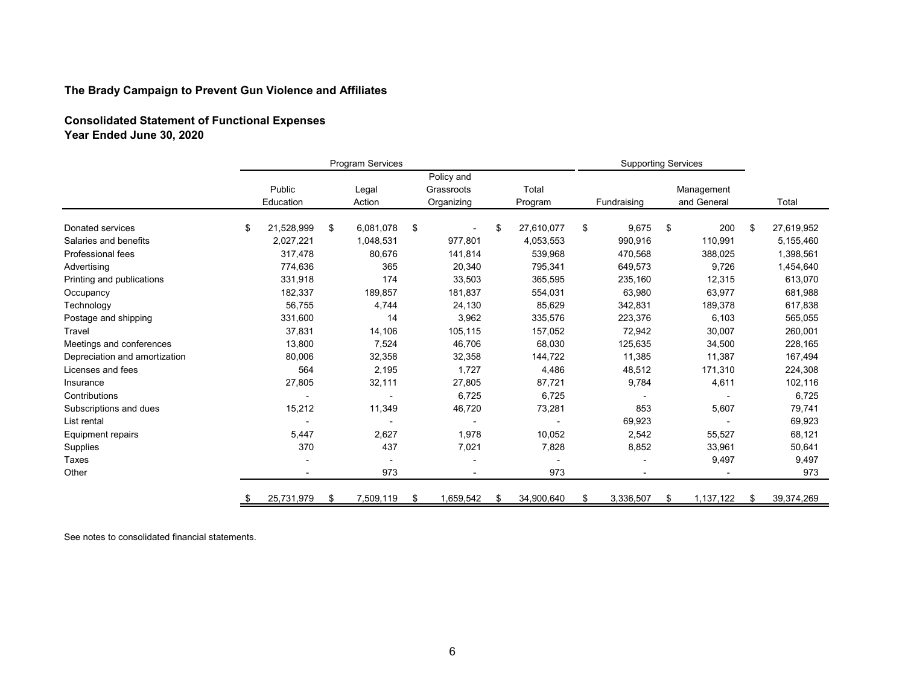## The Brady Campaign to Prevent Gun Violence and Affiliates

### Consolidated Statement of Functional Expenses
### Year Ended June 30, 2020

| | Program Services | | | | Supporting Services | | |
|---|---|---|---|---|---|---|---|
| | Public Education | Legal Action | Policy and Grassroots Organizing | Total Program | Fundraising | Management and General | Total |
| Donated services | $ 21,528,999 | $ 6,081,078 | $ - | $ 27,610,077 | $ 9,675 | $ 200 | $ 27,619,952 |
| Salaries and benefits | 2,027,221 | 1,048,531 | 977,801 | 4,053,553 | 990,916 | 110,991 | 5,155,460 |
| Professional fees | 317,478 | 80,676 | 141,814 | 539,968 | 470,568 | 388,025 | 1,398,561 |
| Advertising | 774,636 | 365 | 20,340 | 795,341 | 649,573 | 9,726 | 1,454,640 |
| Printing and publications | 331,918 | 174 | 33,503 | 365,595 | 235,160 | 12,315 | 613,070 |
| Occupancy | 182,337 | 189,857 | 181,837 | 554,031 | 63,980 | 63,977 | 681,988 |
| Technology | 56,755 | 4,744 | 24,130 | 85,629 | 342,831 | 189,378 | 617,838 |
| Postage and shipping | 331,600 | 14 | 3,962 | 335,576 | 223,376 | 6,103 | 565,055 |
| Travel | 37,831 | 14,106 | 105,115 | 157,052 | 72,942 | 30,007 | 260,001 |
| Meetings and conferences | 13,800 | 7,524 | 46,706 | 68,030 | 125,635 | 34,500 | 228,165 |
| Depreciation and amortization | 80,006 | 32,358 | 32,358 | 144,722 | 11,385 | 11,387 | 167,494 |
| Licenses and fees | 564 | 2,195 | 1,727 | 4,486 | 48,512 | 171,310 | 224,308 |
| Insurance | 27,805 | 32,111 | 27,805 | 87,721 | 9,784 | 4,611 | 102,116 |
| Contributions | - | - | 6,725 | 6,725 | - | - | 6,725 |
| Subscriptions and dues | 15,212 | 11,349 | 46,720 | 73,281 | 853 | 5,607 | 79,741 |
| List rental | - | - | - | - | 69,923 | - | 69,923 |
| Equipment repairs | 5,447 | 2,627 | 1,978 | 10,052 | 2,542 | 55,527 | 68,121 |
| Supplies | 370 | 437 | 7,021 | 7,828 | 8,852 | 33,961 | 50,641 |
| Taxes | - | - | - | - | - | 9,497 | 9,497 |
| Other | - | 973 | - | 973 | - | - | 973 |
| | $ 25,731,979 | $ 7,509,119 | $ 1,659,542 | $ 34,900,640 | $ 3,336,507 | $ 1,137,122 | $ 39,374,269 |

See notes to consolidated financial statements.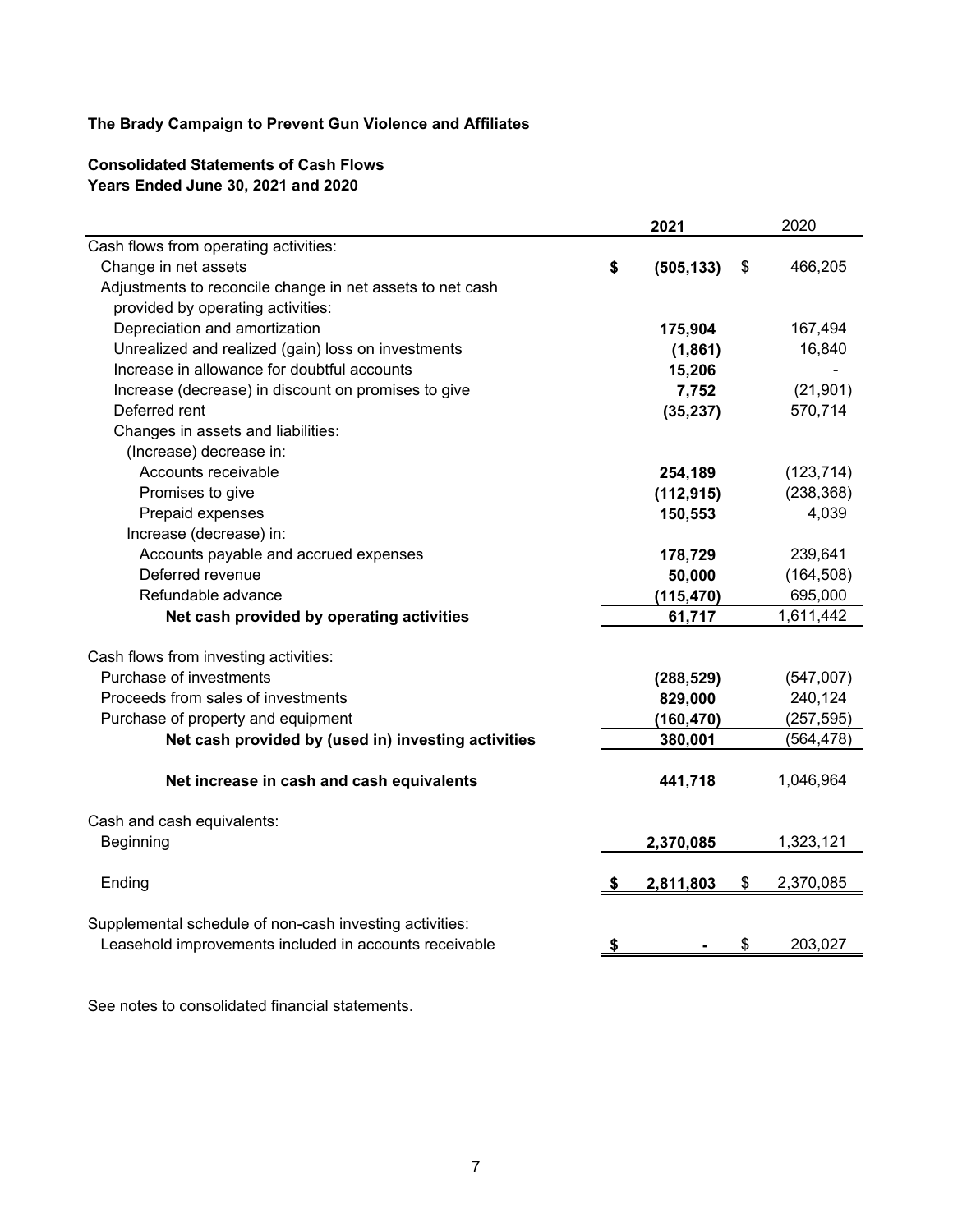**The Brady Campaign to Prevent Gun Violence and Affiliates**

**Consolidated Statements of Cash Flows**
**Years Ended June 30, 2021 and 2020**

| | **2021** | 2020 |
|---|---|---|
| Cash flows from operating activities: | | |
| Change in net assets | **$ (505,133)** | $ 466,205 |
| Adjustments to reconcile change in net assets to net cash provided by operating activities: | | |
| Depreciation and amortization | **175,904** | 167,494 |
| Unrealized and realized (gain) loss on investments | **(1,861)** | 16,840 |
| Increase in allowance for doubtful accounts | **15,206** | - |
| Increase (decrease) in discount on promises to give | **7,752** | (21,901) |
| Deferred rent | **(35,237)** | 570,714 |
| Changes in assets and liabilities: | | |
| (Increase) decrease in: | | |
| Accounts receivable | **254,189** | (123,714) |
| Promises to give | **(112,915)** | (238,368) |
| Prepaid expenses | **150,553** | 4,039 |
| Increase (decrease) in: | | |
| Accounts payable and accrued expenses | **178,729** | 239,641 |
| Deferred revenue | **50,000** | (164,508) |
| Refundable advance | **(115,470)** | 695,000 |
| **Net cash provided by operating activities** | **61,717** | 1,611,442 |
| Cash flows from investing activities: | | |
| Purchase of investments | **(288,529)** | (547,007) |
| Proceeds from sales of investments | **829,000** | 240,124 |
| Purchase of property and equipment | **(160,470)** | (257,595) |
| **Net cash provided by (used in) investing activities** | **380,001** | (564,478) |
| **Net increase in cash and cash equivalents** | **441,718** | 1,046,964 |
| Cash and cash equivalents: | | |
| Beginning | **2,370,085** | 1,323,121 |
| Ending | **$ 2,811,803** | $ 2,370,085 |
| Supplemental schedule of non-cash investing activities: | | |
| Leasehold improvements included in accounts receivable | **$ -** | $ 203,027 |

See notes to consolidated financial statements.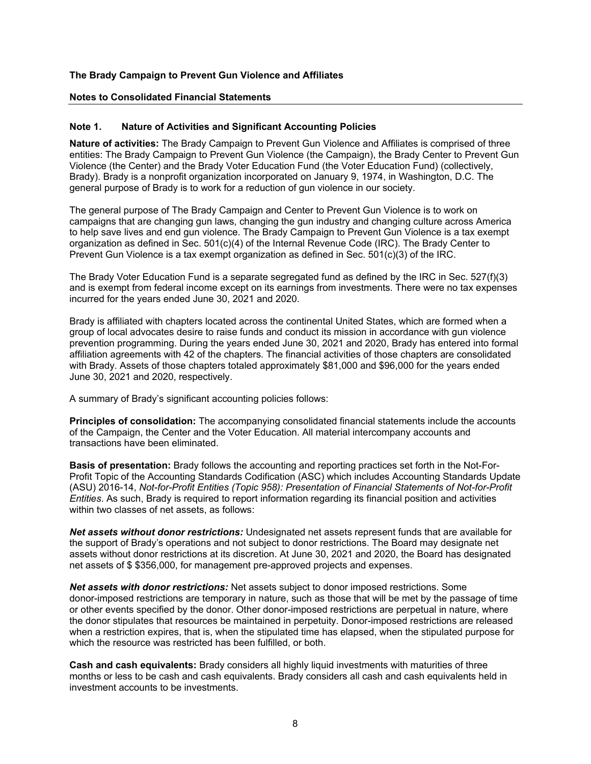**The Brady Campaign to Prevent Gun Violence and Affiliates**

**Notes to Consolidated Financial Statements**

## Note 1. Nature of Activities and Significant Accounting Policies

**Nature of activities:** The Brady Campaign to Prevent Gun Violence and Affiliates is comprised of three entities: The Brady Campaign to Prevent Gun Violence (the Campaign), the Brady Center to Prevent Gun Violence (the Center) and the Brady Voter Education Fund (the Voter Education Fund) (collectively, Brady). Brady is a nonprofit organization incorporated on January 9, 1974, in Washington, D.C. The general purpose of Brady is to work for a reduction of gun violence in our society.

The general purpose of The Brady Campaign and Center to Prevent Gun Violence is to work on campaigns that are changing gun laws, changing the gun industry and changing culture across America to help save lives and end gun violence. The Brady Campaign to Prevent Gun Violence is a tax exempt organization as defined in Sec. 501(c)(4) of the Internal Revenue Code (IRC). The Brady Center to Prevent Gun Violence is a tax exempt organization as defined in Sec. 501(c)(3) of the IRC.

The Brady Voter Education Fund is a separate segregated fund as defined by the IRC in Sec. 527(f)(3) and is exempt from federal income except on its earnings from investments. There were no tax expenses incurred for the years ended June 30, 2021 and 2020.

Brady is affiliated with chapters located across the continental United States, which are formed when a group of local advocates desire to raise funds and conduct its mission in accordance with gun violence prevention programming. During the years ended June 30, 2021 and 2020, Brady has entered into formal affiliation agreements with 42 of the chapters. The financial activities of those chapters are consolidated with Brady. Assets of those chapters totaled approximately $81,000 and $96,000 for the years ended June 30, 2021 and 2020, respectively.

A summary of Brady's significant accounting policies follows:

**Principles of consolidation:** The accompanying consolidated financial statements include the accounts of the Campaign, the Center and the Voter Education. All material intercompany accounts and transactions have been eliminated.

**Basis of presentation:** Brady follows the accounting and reporting practices set forth in the Not-For-Profit Topic of the Accounting Standards Codification (ASC) which includes Accounting Standards Update (ASU) 2016-14, *Not-for-Profit Entities (Topic 958): Presentation of Financial Statements of Not-for-Profit Entities*. As such, Brady is required to report information regarding its financial position and activities within two classes of net assets, as follows:

***Net assets without donor restrictions:*** Undesignated net assets represent funds that are available for the support of Brady's operations and not subject to donor restrictions. The Board may designate net assets without donor restrictions at its discretion. At June 30, 2021 and 2020, the Board has designated net assets of $ $356,000, for management pre-approved projects and expenses.

***Net assets with donor restrictions:*** Net assets subject to donor imposed restrictions. Some donor-imposed restrictions are temporary in nature, such as those that will be met by the passage of time or other events specified by the donor. Other donor-imposed restrictions are perpetual in nature, where the donor stipulates that resources be maintained in perpetuity. Donor-imposed restrictions are released when a restriction expires, that is, when the stipulated time has elapsed, when the stipulated purpose for which the resource was restricted has been fulfilled, or both.

**Cash and cash equivalents:** Brady considers all highly liquid investments with maturities of three months or less to be cash and cash equivalents. Brady considers all cash and cash equivalents held in investment accounts to be investments.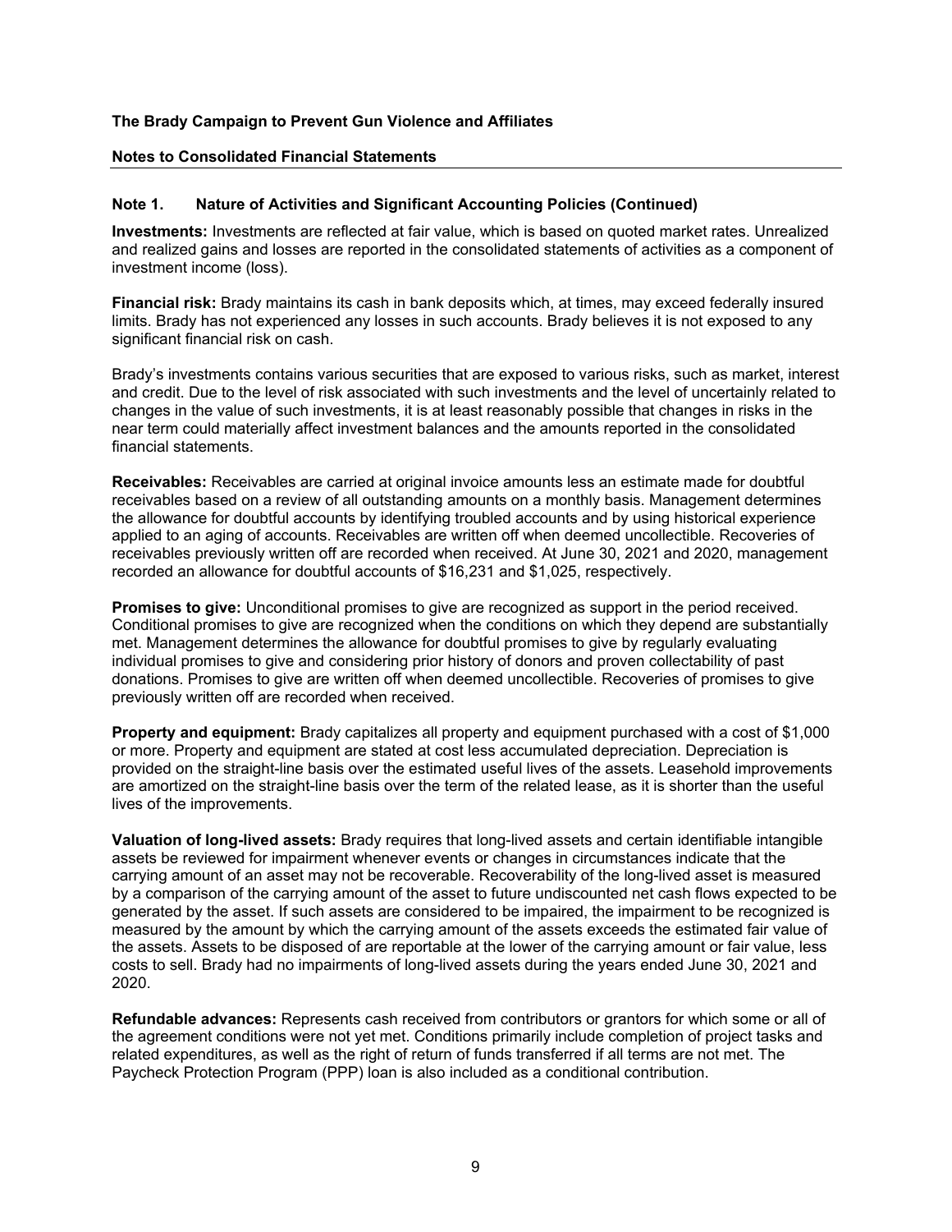**The Brady Campaign to Prevent Gun Violence and Affiliates**

**Notes to Consolidated Financial Statements**

**Note 1. Nature of Activities and Significant Accounting Policies (Continued)**

**Investments:** Investments are reflected at fair value, which is based on quoted market rates. Unrealized and realized gains and losses are reported in the consolidated statements of activities as a component of investment income (loss).

**Financial risk:** Brady maintains its cash in bank deposits which, at times, may exceed federally insured limits. Brady has not experienced any losses in such accounts. Brady believes it is not exposed to any significant financial risk on cash.

Brady's investments contains various securities that are exposed to various risks, such as market, interest and credit. Due to the level of risk associated with such investments and the level of uncertainly related to changes in the value of such investments, it is at least reasonably possible that changes in risks in the near term could materially affect investment balances and the amounts reported in the consolidated financial statements.

**Receivables:** Receivables are carried at original invoice amounts less an estimate made for doubtful receivables based on a review of all outstanding amounts on a monthly basis. Management determines the allowance for doubtful accounts by identifying troubled accounts and by using historical experience applied to an aging of accounts. Receivables are written off when deemed uncollectible. Recoveries of receivables previously written off are recorded when received. At June 30, 2021 and 2020, management recorded an allowance for doubtful accounts of $16,231 and $1,025, respectively.

**Promises to give:** Unconditional promises to give are recognized as support in the period received. Conditional promises to give are recognized when the conditions on which they depend are substantially met. Management determines the allowance for doubtful promises to give by regularly evaluating individual promises to give and considering prior history of donors and proven collectability of past donations. Promises to give are written off when deemed uncollectible. Recoveries of promises to give previously written off are recorded when received.

**Property and equipment:** Brady capitalizes all property and equipment purchased with a cost of $1,000 or more. Property and equipment are stated at cost less accumulated depreciation. Depreciation is provided on the straight-line basis over the estimated useful lives of the assets. Leasehold improvements are amortized on the straight-line basis over the term of the related lease, as it is shorter than the useful lives of the improvements.

**Valuation of long-lived assets:** Brady requires that long-lived assets and certain identifiable intangible assets be reviewed for impairment whenever events or changes in circumstances indicate that the carrying amount of an asset may not be recoverable. Recoverability of the long-lived asset is measured by a comparison of the carrying amount of the asset to future undiscounted net cash flows expected to be generated by the asset. If such assets are considered to be impaired, the impairment to be recognized is measured by the amount by which the carrying amount of the assets exceeds the estimated fair value of the assets. Assets to be disposed of are reportable at the lower of the carrying amount or fair value, less costs to sell. Brady had no impairments of long-lived assets during the years ended June 30, 2021 and 2020.

**Refundable advances:** Represents cash received from contributors or grantors for which some or all of the agreement conditions were not yet met. Conditions primarily include completion of project tasks and related expenditures, as well as the right of return of funds transferred if all terms are not met. The Paycheck Protection Program (PPP) loan is also included as a conditional contribution.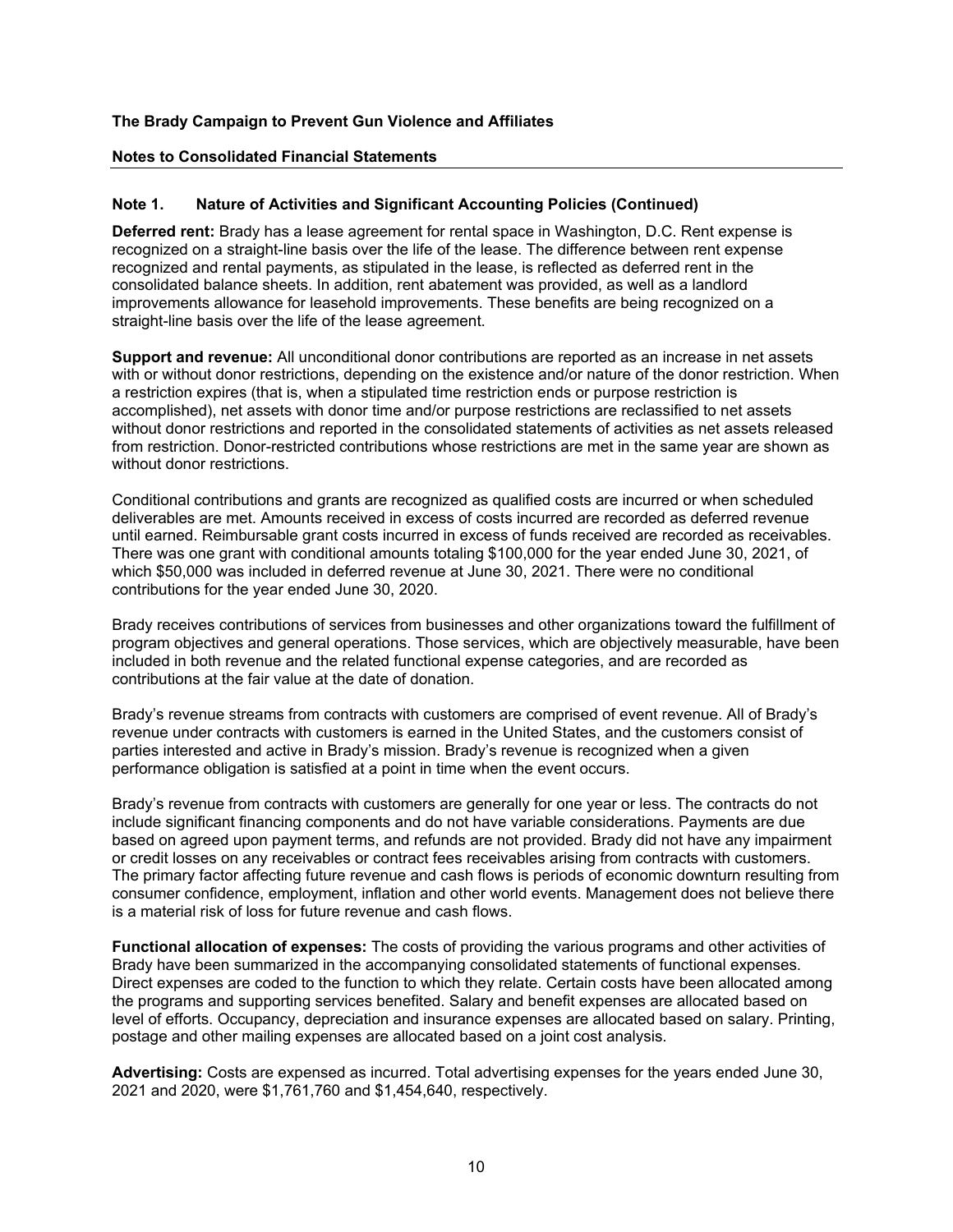**The Brady Campaign to Prevent Gun Violence and Affiliates**

**Notes to Consolidated Financial Statements**

## Note 1. Nature of Activities and Significant Accounting Policies (Continued)

**Deferred rent:** Brady has a lease agreement for rental space in Washington, D.C. Rent expense is recognized on a straight-line basis over the life of the lease. The difference between rent expense recognized and rental payments, as stipulated in the lease, is reflected as deferred rent in the consolidated balance sheets. In addition, rent abatement was provided, as well as a landlord improvements allowance for leasehold improvements. These benefits are being recognized on a straight-line basis over the life of the lease agreement.

**Support and revenue:** All unconditional donor contributions are reported as an increase in net assets with or without donor restrictions, depending on the existence and/or nature of the donor restriction. When a restriction expires (that is, when a stipulated time restriction ends or purpose restriction is accomplished), net assets with donor time and/or purpose restrictions are reclassified to net assets without donor restrictions and reported in the consolidated statements of activities as net assets released from restriction. Donor-restricted contributions whose restrictions are met in the same year are shown as without donor restrictions.

Conditional contributions and grants are recognized as qualified costs are incurred or when scheduled deliverables are met. Amounts received in excess of costs incurred are recorded as deferred revenue until earned. Reimbursable grant costs incurred in excess of funds received are recorded as receivables. There was one grant with conditional amounts totaling $100,000 for the year ended June 30, 2021, of which $50,000 was included in deferred revenue at June 30, 2021. There were no conditional contributions for the year ended June 30, 2020.

Brady receives contributions of services from businesses and other organizations toward the fulfillment of program objectives and general operations. Those services, which are objectively measurable, have been included in both revenue and the related functional expense categories, and are recorded as contributions at the fair value at the date of donation.

Brady's revenue streams from contracts with customers are comprised of event revenue. All of Brady's revenue under contracts with customers is earned in the United States, and the customers consist of parties interested and active in Brady's mission. Brady's revenue is recognized when a given performance obligation is satisfied at a point in time when the event occurs.

Brady's revenue from contracts with customers are generally for one year or less. The contracts do not include significant financing components and do not have variable considerations. Payments are due based on agreed upon payment terms, and refunds are not provided. Brady did not have any impairment or credit losses on any receivables or contract fees receivables arising from contracts with customers. The primary factor affecting future revenue and cash flows is periods of economic downturn resulting from consumer confidence, employment, inflation and other world events. Management does not believe there is a material risk of loss for future revenue and cash flows.

**Functional allocation of expenses:** The costs of providing the various programs and other activities of Brady have been summarized in the accompanying consolidated statements of functional expenses. Direct expenses are coded to the function to which they relate. Certain costs have been allocated among the programs and supporting services benefited. Salary and benefit expenses are allocated based on level of efforts. Occupancy, depreciation and insurance expenses are allocated based on salary. Printing, postage and other mailing expenses are allocated based on a joint cost analysis.

**Advertising:** Costs are expensed as incurred. Total advertising expenses for the years ended June 30, 2021 and 2020, were $1,761,760 and $1,454,640, respectively.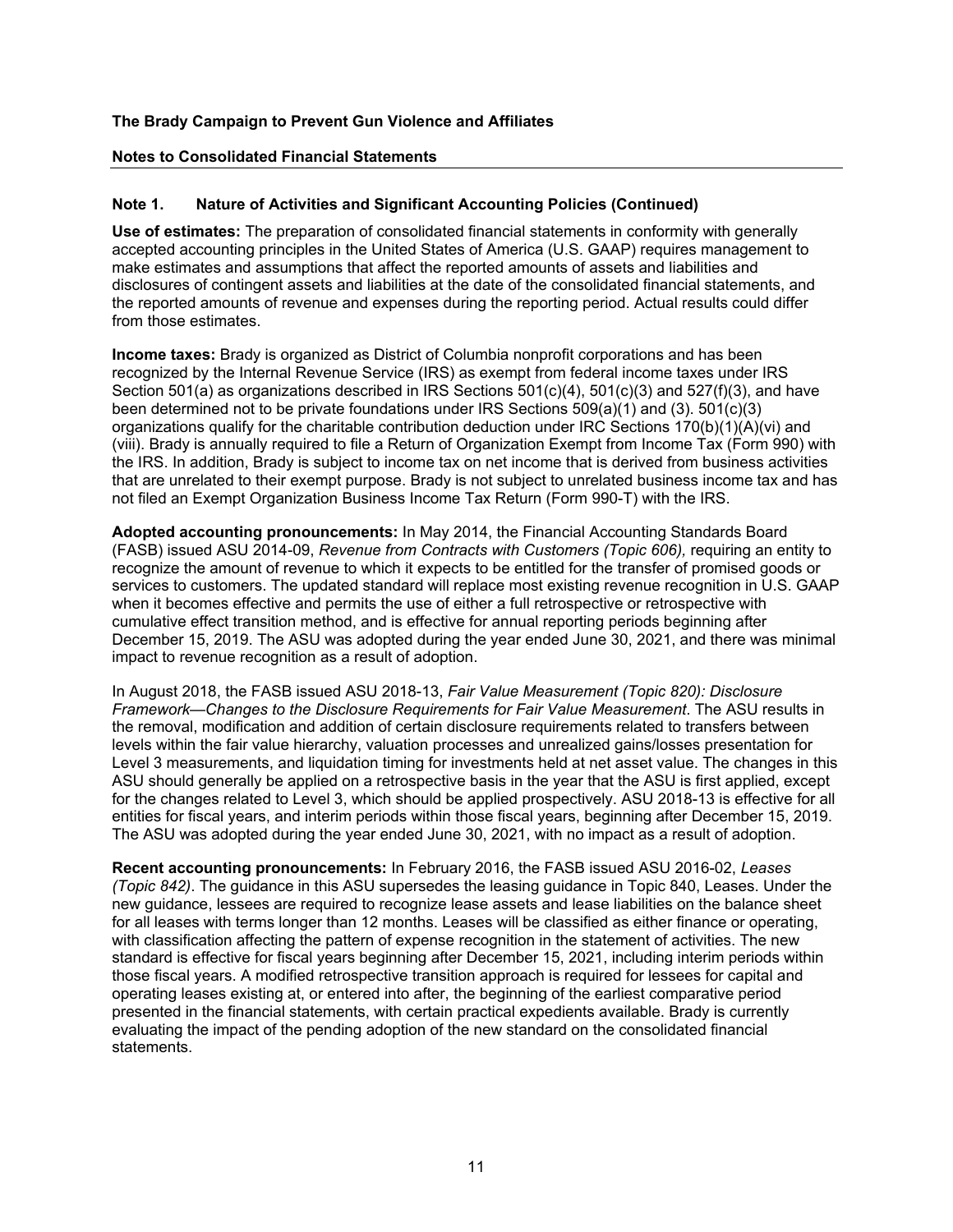**The Brady Campaign to Prevent Gun Violence and Affiliates**

**Notes to Consolidated Financial Statements**

### Note 1. Nature of Activities and Significant Accounting Policies (Continued)

**Use of estimates:** The preparation of consolidated financial statements in conformity with generally accepted accounting principles in the United States of America (U.S. GAAP) requires management to make estimates and assumptions that affect the reported amounts of assets and liabilities and disclosures of contingent assets and liabilities at the date of the consolidated financial statements, and the reported amounts of revenue and expenses during the reporting period. Actual results could differ from those estimates.

**Income taxes:** Brady is organized as District of Columbia nonprofit corporations and has been recognized by the Internal Revenue Service (IRS) as exempt from federal income taxes under IRS Section 501(a) as organizations described in IRS Sections 501(c)(4), 501(c)(3) and 527(f)(3), and have been determined not to be private foundations under IRS Sections 509(a)(1) and (3). 501(c)(3) organizations qualify for the charitable contribution deduction under IRC Sections 170(b)(1)(A)(vi) and (viii). Brady is annually required to file a Return of Organization Exempt from Income Tax (Form 990) with the IRS. In addition, Brady is subject to income tax on net income that is derived from business activities that are unrelated to their exempt purpose. Brady is not subject to unrelated business income tax and has not filed an Exempt Organization Business Income Tax Return (Form 990-T) with the IRS.

**Adopted accounting pronouncements:** In May 2014, the Financial Accounting Standards Board (FASB) issued ASU 2014-09, *Revenue from Contracts with Customers (Topic 606),* requiring an entity to recognize the amount of revenue to which it expects to be entitled for the transfer of promised goods or services to customers. The updated standard will replace most existing revenue recognition in U.S. GAAP when it becomes effective and permits the use of either a full retrospective or retrospective with cumulative effect transition method, and is effective for annual reporting periods beginning after December 15, 2019. The ASU was adopted during the year ended June 30, 2021, and there was minimal impact to revenue recognition as a result of adoption.

In August 2018, the FASB issued ASU 2018-13, *Fair Value Measurement (Topic 820): Disclosure Framework—Changes to the Disclosure Requirements for Fair Value Measurement*. The ASU results in the removal, modification and addition of certain disclosure requirements related to transfers between levels within the fair value hierarchy, valuation processes and unrealized gains/losses presentation for Level 3 measurements, and liquidation timing for investments held at net asset value. The changes in this ASU should generally be applied on a retrospective basis in the year that the ASU is first applied, except for the changes related to Level 3, which should be applied prospectively. ASU 2018-13 is effective for all entities for fiscal years, and interim periods within those fiscal years, beginning after December 15, 2019. The ASU was adopted during the year ended June 30, 2021, with no impact as a result of adoption.

**Recent accounting pronouncements:** In February 2016, the FASB issued ASU 2016-02, *Leases (Topic 842)*. The guidance in this ASU supersedes the leasing guidance in Topic 840, Leases. Under the new guidance, lessees are required to recognize lease assets and lease liabilities on the balance sheet for all leases with terms longer than 12 months. Leases will be classified as either finance or operating, with classification affecting the pattern of expense recognition in the statement of activities. The new standard is effective for fiscal years beginning after December 15, 2021, including interim periods within those fiscal years. A modified retrospective transition approach is required for lessees for capital and operating leases existing at, or entered into after, the beginning of the earliest comparative period presented in the financial statements, with certain practical expedients available. Brady is currently evaluating the impact of the pending adoption of the new standard on the consolidated financial statements.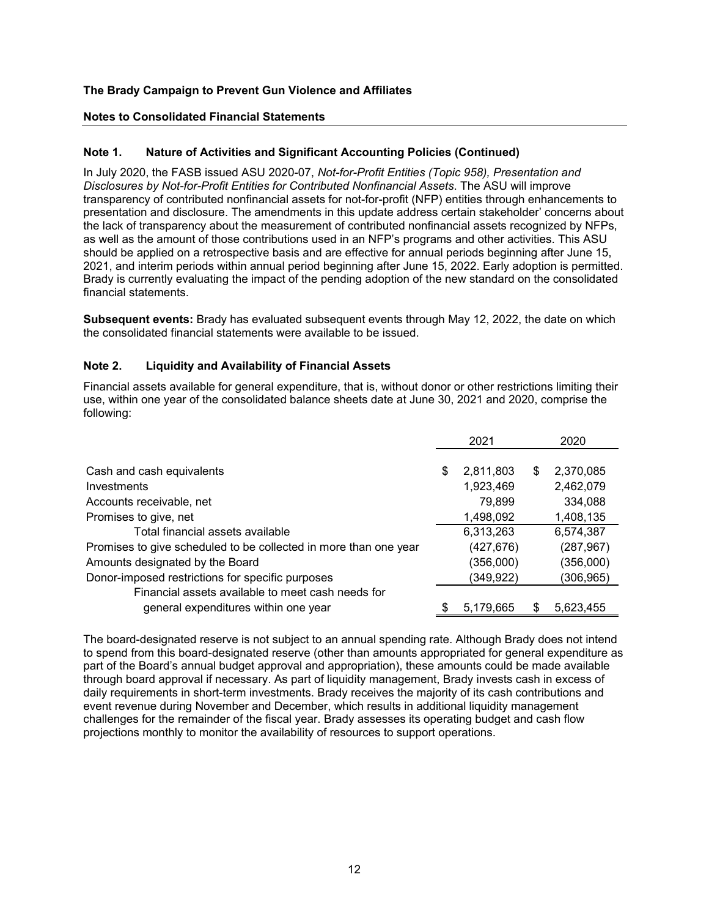**The Brady Campaign to Prevent Gun Violence and Affiliates**

**Notes to Consolidated Financial Statements**

### Note 1. Nature of Activities and Significant Accounting Policies (Continued)

In July 2020, the FASB issued ASU 2020-07, *Not-for-Profit Entities (Topic 958), Presentation and Disclosures by Not-for-Profit Entities for Contributed Nonfinancial Assets*. The ASU will improve transparency of contributed nonfinancial assets for not-for-profit (NFP) entities through enhancements to presentation and disclosure. The amendments in this update address certain stakeholder' concerns about the lack of transparency about the measurement of contributed nonfinancial assets recognized by NFPs, as well as the amount of those contributions used in an NFP's programs and other activities. This ASU should be applied on a retrospective basis and are effective for annual periods beginning after June 15, 2021, and interim periods within annual period beginning after June 15, 2022. Early adoption is permitted. Brady is currently evaluating the impact of the pending adoption of the new standard on the consolidated financial statements.

**Subsequent events:** Brady has evaluated subsequent events through May 12, 2022, the date on which the consolidated financial statements were available to be issued.

### Note 2. Liquidity and Availability of Financial Assets

Financial assets available for general expenditure, that is, without donor or other restrictions limiting their use, within one year of the consolidated balance sheets date at June 30, 2021 and 2020, comprise the following:

| | 2021 | 2020 |
|---|---|---|
| Cash and cash equivalents | $ 2,811,803 | $ 2,370,085 |
| Investments | 1,923,469 | 2,462,079 |
| Accounts receivable, net | 79,899 | 334,088 |
| Promises to give, net | 1,498,092 | 1,408,135 |
| Total financial assets available | 6,313,263 | 6,574,387 |
| Promises to give scheduled to be collected in more than one year | (427,676) | (287,967) |
| Amounts designated by the Board | (356,000) | (356,000) |
| Donor-imposed restrictions for specific purposes | (349,922) | (306,965) |
| Financial assets available to meet cash needs for general expenditures within one year | $ 5,179,665 | $ 5,623,455 |

The board-designated reserve is not subject to an annual spending rate. Although Brady does not intend to spend from this board-designated reserve (other than amounts appropriated for general expenditure as part of the Board's annual budget approval and appropriation), these amounts could be made available through board approval if necessary. As part of liquidity management, Brady invests cash in excess of daily requirements in short-term investments. Brady receives the majority of its cash contributions and event revenue during November and December, which results in additional liquidity management challenges for the remainder of the fiscal year. Brady assesses its operating budget and cash flow projections monthly to monitor the availability of resources to support operations.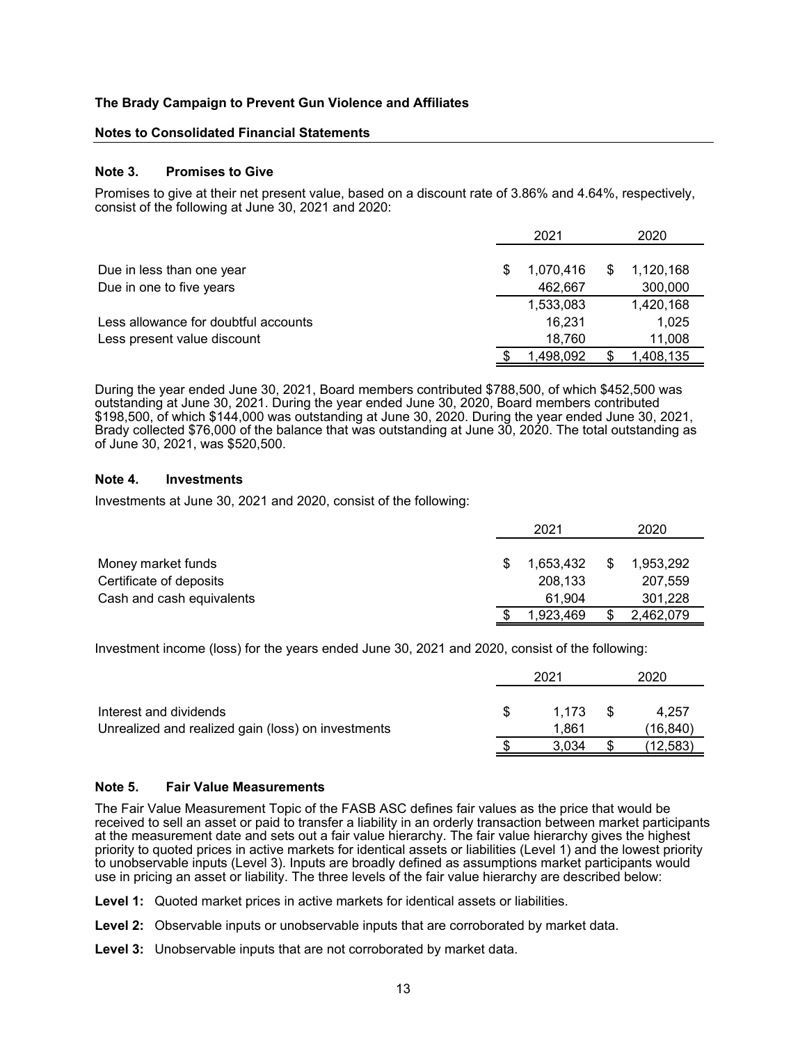**The Brady Campaign to Prevent Gun Violence and Affiliates**

**Notes to Consolidated Financial Statements**

### Note 3. Promises to Give

Promises to give at their net present value, based on a discount rate of 3.86% and 4.64%, respectively, consist of the following at June 30, 2021 and 2020:

| | 2021 | 2020 |
|---|---|---|
| Due in less than one year | $ 1,070,416 | $ 1,120,168 |
| Due in one to five years | 462,667 | 300,000 |
| | 1,533,083 | 1,420,168 |
| Less allowance for doubtful accounts | 16,231 | 1,025 |
| Less present value discount | 18,760 | 11,008 |
| | $ 1,498,092 | $ 1,408,135 |

During the year ended June 30, 2021, Board members contributed $788,500, of which $452,500 was outstanding at June 30, 2021. During the year ended June 30, 2020, Board members contributed $198,500, of which $144,000 was outstanding at June 30, 2020. During the year ended June 30, 2021, Brady collected $76,000 of the balance that was outstanding at June 30, 2020. The total outstanding as of June 30, 2021, was $520,500.

### Note 4. Investments

Investments at June 30, 2021 and 2020, consist of the following:

| | 2021 | 2020 |
|---|---|---|
| Money market funds | $ 1,653,432 | $ 1,953,292 |
| Certificate of deposits | 208,133 | 207,559 |
| Cash and cash equivalents | 61,904 | 301,228 |
| | $ 1,923,469 | $ 2,462,079 |

Investment income (loss) for the years ended June 30, 2021 and 2020, consist of the following:

| | 2021 | 2020 |
|---|---|---|
| Interest and dividends | $ 1,173 | $ 4,257 |
| Unrealized and realized gain (loss) on investments | 1,861 | (16,840) |
| | $ 3,034 | $ (12,583) |

### Note 5. Fair Value Measurements

The Fair Value Measurement Topic of the FASB ASC defines fair values as the price that would be received to sell an asset or paid to transfer a liability in an orderly transaction between market participants at the measurement date and sets out a fair value hierarchy. The fair value hierarchy gives the highest priority to quoted prices in active markets for identical assets or liabilities (Level 1) and the lowest priority to unobservable inputs (Level 3). Inputs are broadly defined as assumptions market participants would use in pricing an asset or liability. The three levels of the fair value hierarchy are described below:

**Level 1:** Quoted market prices in active markets for identical assets or liabilities.

**Level 2:** Observable inputs or unobservable inputs that are corroborated by market data.

**Level 3:** Unobservable inputs that are not corroborated by market data.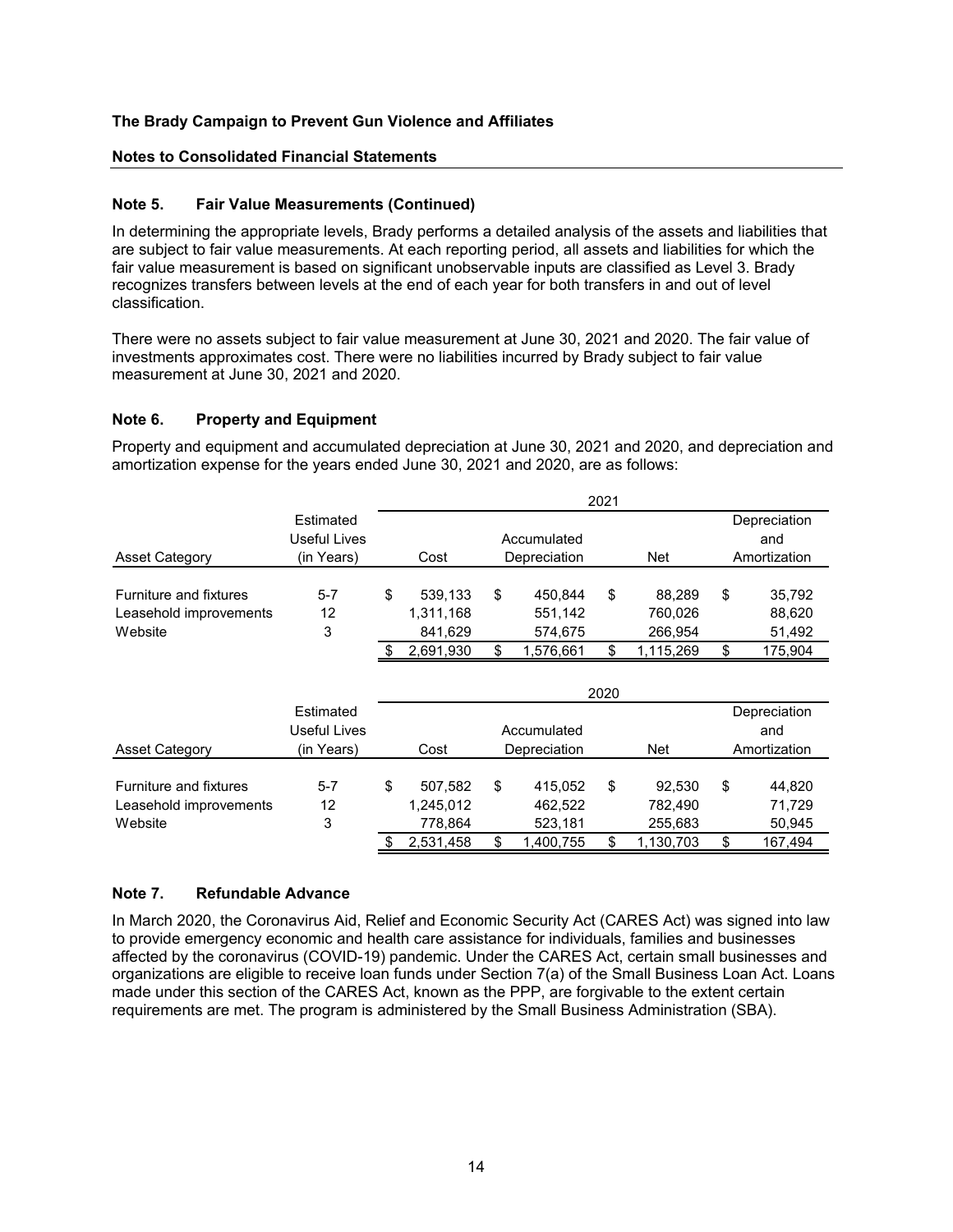**The Brady Campaign to Prevent Gun Violence and Affiliates**

**Notes to Consolidated Financial Statements**

### Note 5. Fair Value Measurements (Continued)

In determining the appropriate levels, Brady performs a detailed analysis of the assets and liabilities that are subject to fair value measurements. At each reporting period, all assets and liabilities for which the fair value measurement is based on significant unobservable inputs are classified as Level 3. Brady recognizes transfers between levels at the end of each year for both transfers in and out of level classification.

There were no assets subject to fair value measurement at June 30, 2021 and 2020. The fair value of investments approximates cost. There were no liabilities incurred by Brady subject to fair value measurement at June 30, 2021 and 2020.

### Note 6. Property and Equipment

Property and equipment and accumulated depreciation at June 30, 2021 and 2020, and depreciation and amortization expense for the years ended June 30, 2021 and 2020, are as follows:

| | | 2021 | | | |
|---|---|---|---|---|---|
| Asset Category | Estimated Useful Lives (in Years) | Cost | Accumulated Depreciation | Net | Depreciation and Amortization |
| Furniture and fixtures | 5-7 | $ 539,133 | $ 450,844 | $ 88,289 | $ 35,792 |
| Leasehold improvements | 12 | 1,311,168 | 551,142 | 760,026 | 88,620 |
| Website | 3 | 841,629 | 574,675 | 266,954 | 51,492 |
| | | $ 2,691,930 | $ 1,576,661 | $ 1,115,269 | $ 175,904 |

| | | 2020 | | | |
|---|---|---|---|---|---|
| Asset Category | Estimated Useful Lives (in Years) | Cost | Accumulated Depreciation | Net | Depreciation and Amortization |
| Furniture and fixtures | 5-7 | $ 507,582 | $ 415,052 | $ 92,530 | $ 44,820 |
| Leasehold improvements | 12 | 1,245,012 | 462,522 | 782,490 | 71,729 |
| Website | 3 | 778,864 | 523,181 | 255,683 | 50,945 |
| | | $ 2,531,458 | $ 1,400,755 | $ 1,130,703 | $ 167,494 |

### Note 7. Refundable Advance

In March 2020, the Coronavirus Aid, Relief and Economic Security Act (CARES Act) was signed into law to provide emergency economic and health care assistance for individuals, families and businesses affected by the coronavirus (COVID-19) pandemic. Under the CARES Act, certain small businesses and organizations are eligible to receive loan funds under Section 7(a) of the Small Business Loan Act. Loans made under this section of the CARES Act, known as the PPP, are forgivable to the extent certain requirements are met. The program is administered by the Small Business Administration (SBA).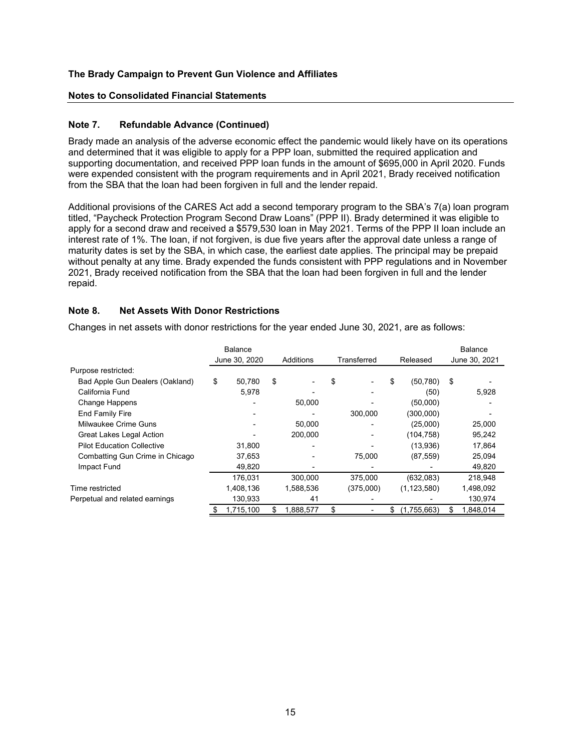**The Brady Campaign to Prevent Gun Violence and Affiliates**

**Notes to Consolidated Financial Statements**

### Note 7. Refundable Advance (Continued)

Brady made an analysis of the adverse economic effect the pandemic would likely have on its operations and determined that it was eligible to apply for a PPP loan, submitted the required application and supporting documentation, and received PPP loan funds in the amount of $695,000 in April 2020. Funds were expended consistent with the program requirements and in April 2021, Brady received notification from the SBA that the loan had been forgiven in full and the lender repaid.

Additional provisions of the CARES Act add a second temporary program to the SBA's 7(a) loan program titled, "Paycheck Protection Program Second Draw Loans" (PPP II). Brady determined it was eligible to apply for a second draw and received a $579,530 loan in May 2021. Terms of the PPP II loan include an interest rate of 1%. The loan, if not forgiven, is due five years after the approval date unless a range of maturity dates is set by the SBA, in which case, the earliest date applies. The principal may be prepaid without penalty at any time. Brady expended the funds consistent with PPP regulations and in November 2021, Brady received notification from the SBA that the loan had been forgiven in full and the lender repaid.

### Note 8. Net Assets With Donor Restrictions

Changes in net assets with donor restrictions for the year ended June 30, 2021, are as follows:

| | Balance June 30, 2020 | Additions | Transferred | Released | Balance June 30, 2021 |
|---|---|---|---|---|---|
| Purpose restricted: | | | | | |
| Bad Apple Gun Dealers (Oakland) | $ 50,780 | $ - | $ - | $ (50,780) | $ - |
| California Fund | 5,978 | - | - | (50) | 5,928 |
| Change Happens | - | 50,000 | - | (50,000) | - |
| End Family Fire | - | - | 300,000 | (300,000) | - |
| Milwaukee Crime Guns | - | 50,000 | - | (25,000) | 25,000 |
| Great Lakes Legal Action | - | 200,000 | - | (104,758) | 95,242 |
| Pilot Education Collective | 31,800 | - | - | (13,936) | 17,864 |
| Combatting Gun Crime in Chicago | 37,653 | - | 75,000 | (87,559) | 25,094 |
| Impact Fund | 49,820 | - | - | - | 49,820 |
| | 176,031 | 300,000 | 375,000 | (632,083) | 218,948 |
| Time restricted | 1,408,136 | 1,588,536 | (375,000) | (1,123,580) | 1,498,092 |
| Perpetual and related earnings | 130,933 | 41 | - | - | 130,974 |
| | $ 1,715,100 | $ 1,888,577 | $ - | $ (1,755,663) | $ 1,848,014 |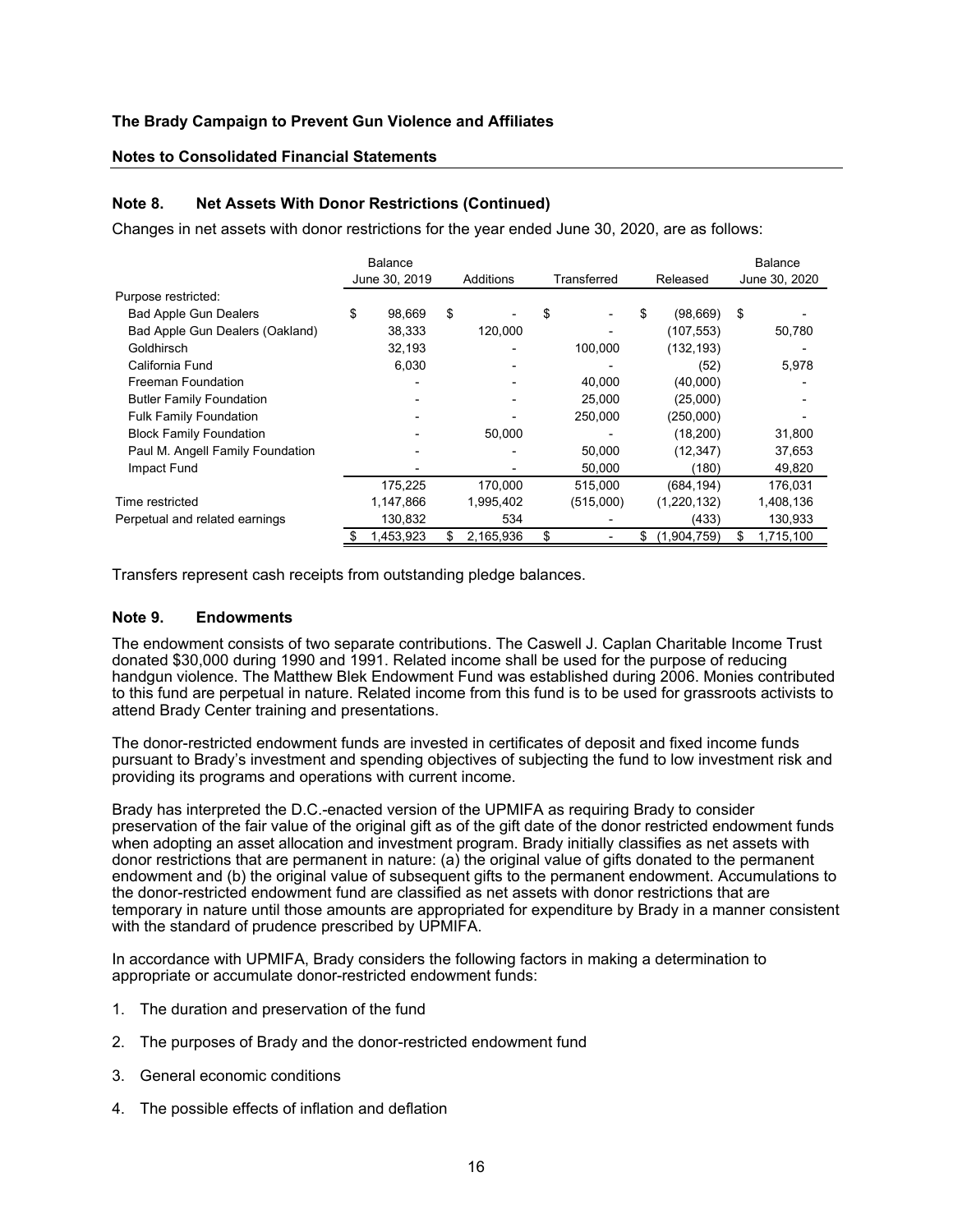**The Brady Campaign to Prevent Gun Violence and Affiliates**

**Notes to Consolidated Financial Statements**

### Note 8. Net Assets With Donor Restrictions (Continued)

Changes in net assets with donor restrictions for the year ended June 30, 2020, are as follows:

| | Balance June 30, 2019 | Additions | Transferred | Released | Balance June 30, 2020 |
|---|---|---|---|---|---|
| Purpose restricted: | | | | | |
| Bad Apple Gun Dealers | $ 98,669 | $ - | $ - | $ (98,669) | $ - |
| Bad Apple Gun Dealers (Oakland) | 38,333 | 120,000 | - | (107,553) | 50,780 |
| Goldhirsch | 32,193 | - | 100,000 | (132,193) | - |
| California Fund | 6,030 | - | - | (52) | 5,978 |
| Freeman Foundation | - | - | 40,000 | (40,000) | - |
| Butler Family Foundation | - | - | 25,000 | (25,000) | - |
| Fulk Family Foundation | - | - | 250,000 | (250,000) | - |
| Block Family Foundation | - | 50,000 | - | (18,200) | 31,800 |
| Paul M. Angell Family Foundation | - | - | 50,000 | (12,347) | 37,653 |
| Impact Fund | - | - | 50,000 | (180) | 49,820 |
| | 175,225 | 170,000 | 515,000 | (684,194) | 176,031 |
| Time restricted | 1,147,866 | 1,995,402 | (515,000) | (1,220,132) | 1,408,136 |
| Perpetual and related earnings | 130,832 | 534 | - | (433) | 130,933 |
| | $ 1,453,923 | $ 2,165,936 | $ - | $ (1,904,759) | $ 1,715,100 |

Transfers represent cash receipts from outstanding pledge balances.

### Note 9. Endowments

The endowment consists of two separate contributions. The Caswell J. Caplan Charitable Income Trust donated $30,000 during 1990 and 1991. Related income shall be used for the purpose of reducing handgun violence. The Matthew Blek Endowment Fund was established during 2006. Monies contributed to this fund are perpetual in nature. Related income from this fund is to be used for grassroots activists to attend Brady Center training and presentations.

The donor-restricted endowment funds are invested in certificates of deposit and fixed income funds pursuant to Brady's investment and spending objectives of subjecting the fund to low investment risk and providing its programs and operations with current income.

Brady has interpreted the D.C.-enacted version of the UPMIFA as requiring Brady to consider preservation of the fair value of the original gift as of the gift date of the donor restricted endowment funds when adopting an asset allocation and investment program. Brady initially classifies as net assets with donor restrictions that are permanent in nature: (a) the original value of gifts donated to the permanent endowment and (b) the original value of subsequent gifts to the permanent endowment. Accumulations to the donor-restricted endowment fund are classified as net assets with donor restrictions that are temporary in nature until those amounts are appropriated for expenditure by Brady in a manner consistent with the standard of prudence prescribed by UPMIFA.

In accordance with UPMIFA, Brady considers the following factors in making a determination to appropriate or accumulate donor-restricted endowment funds:

1. The duration and preservation of the fund
2. The purposes of Brady and the donor-restricted endowment fund
3. General economic conditions
4. The possible effects of inflation and deflation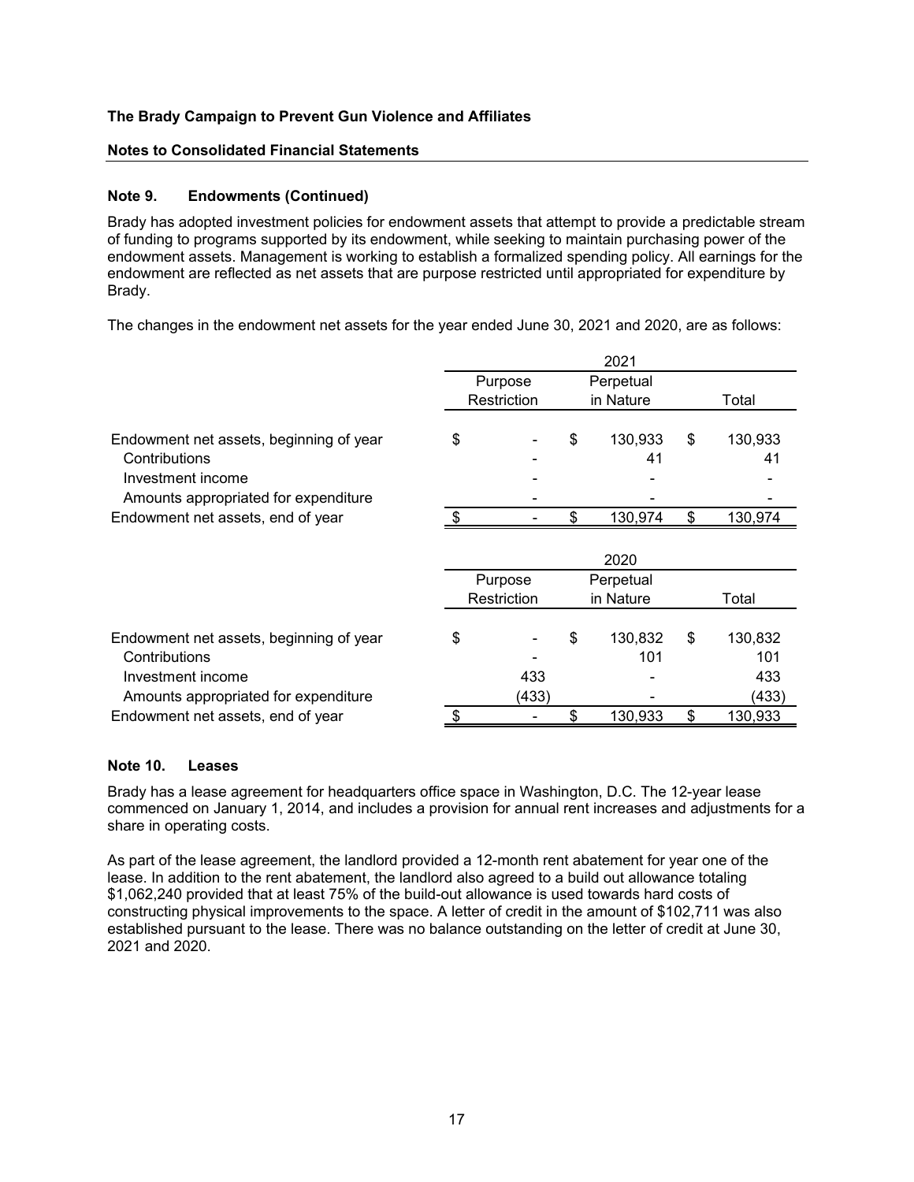**The Brady Campaign to Prevent Gun Violence and Affiliates**

**Notes to Consolidated Financial Statements**

### Note 9. Endowments (Continued)

Brady has adopted investment policies for endowment assets that attempt to provide a predictable stream of funding to programs supported by its endowment, while seeking to maintain purchasing power of the endowment assets. Management is working to establish a formalized spending policy. All earnings for the endowment are reflected as net assets that are purpose restricted until appropriated for expenditure by Brady.

The changes in the endowment net assets for the year ended June 30, 2021 and 2020, are as follows:

| | 2021 | | |
|---|---|---|---|
| | Purpose Restriction | Perpetual in Nature | Total |
| Endowment net assets, beginning of year | $ - | $ 130,933 | $ 130,933 |
| Contributions | - | 41 | 41 |
| Investment income | - | - | - |
| Amounts appropriated for expenditure | - | - | - |
| Endowment net assets, end of year | $ - | $ 130,974 | $ 130,974 |

| | 2020 | | |
|---|---|---|---|
| | Purpose Restriction | Perpetual in Nature | Total |
| Endowment net assets, beginning of year | $ - | $ 130,832 | $ 130,832 |
| Contributions | - | 101 | 101 |
| Investment income | 433 | - | 433 |
| Amounts appropriated for expenditure | (433) | - | (433) |
| Endowment net assets, end of year | $ - | $ 130,933 | $ 130,933 |

### Note 10. Leases

Brady has a lease agreement for headquarters office space in Washington, D.C. The 12-year lease commenced on January 1, 2014, and includes a provision for annual rent increases and adjustments for a share in operating costs.

As part of the lease agreement, the landlord provided a 12-month rent abatement for year one of the lease. In addition to the rent abatement, the landlord also agreed to a build out allowance totaling $1,062,240 provided that at least 75% of the build-out allowance is used towards hard costs of constructing physical improvements to the space. A letter of credit in the amount of $102,711 was also established pursuant to the lease. There was no balance outstanding on the letter of credit at June 30, 2021 and 2020.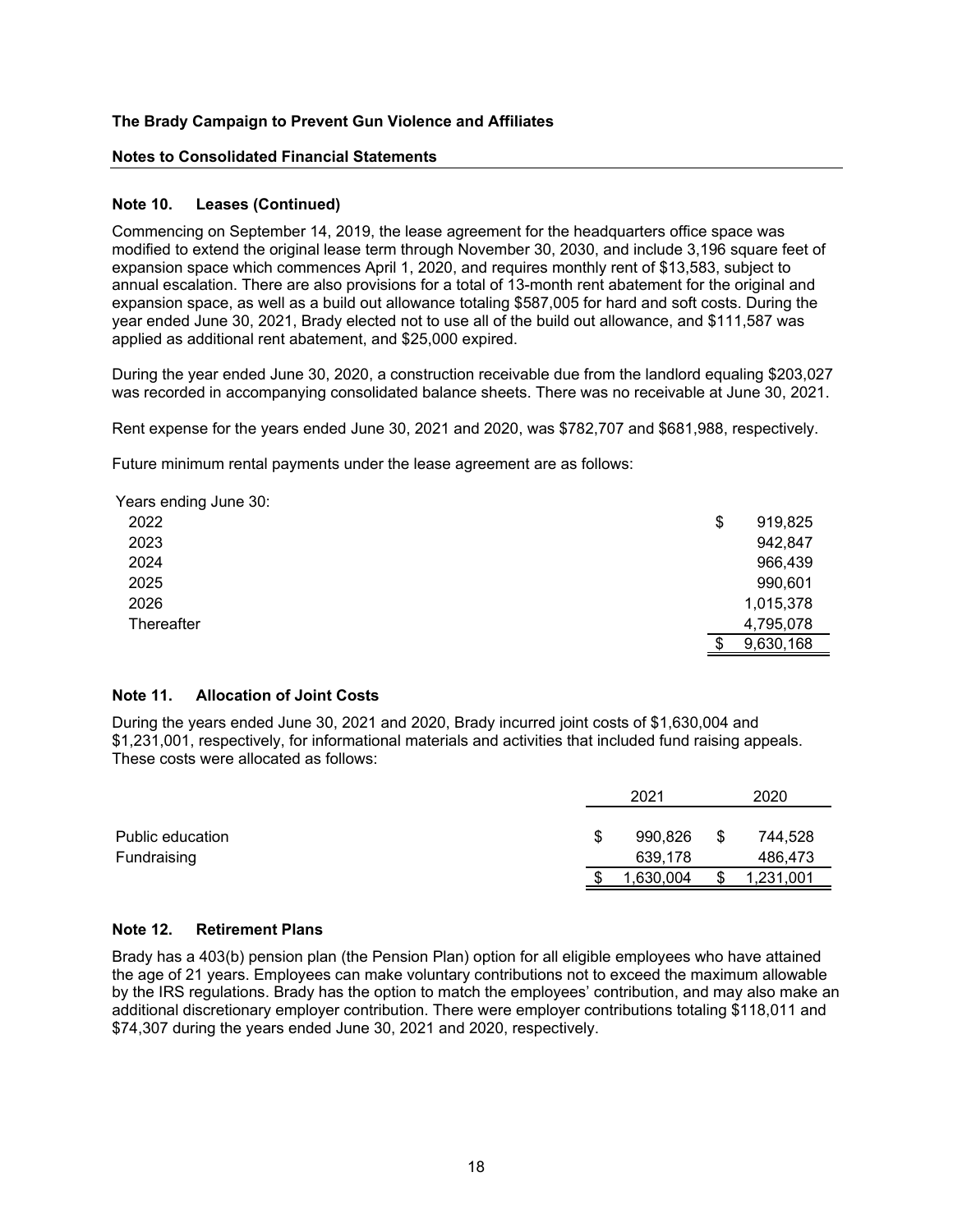**The Brady Campaign to Prevent Gun Violence and Affiliates**

**Notes to Consolidated Financial Statements**

### Note 10. Leases (Continued)

Commencing on September 14, 2019, the lease agreement for the headquarters office space was modified to extend the original lease term through November 30, 2030, and include 3,196 square feet of expansion space which commences April 1, 2020, and requires monthly rent of $13,583, subject to annual escalation. There are also provisions for a total of 13-month rent abatement for the original and expansion space, as well as a build out allowance totaling $587,005 for hard and soft costs. During the year ended June 30, 2021, Brady elected not to use all of the build out allowance, and $111,587 was applied as additional rent abatement, and $25,000 expired.

During the year ended June 30, 2020, a construction receivable due from the landlord equaling $203,027 was recorded in accompanying consolidated balance sheets. There was no receivable at June 30, 2021.

Rent expense for the years ended June 30, 2021 and 2020, was $782,707 and $681,988, respectively.

Future minimum rental payments under the lease agreement are as follows:

| Years ending June 30: | |
|---|---|
| 2022 | $ 919,825 |
| 2023 | 942,847 |
| 2024 | 966,439 |
| 2025 | 990,601 |
| 2026 | 1,015,378 |
| Thereafter | 4,795,078 |
| | $ 9,630,168 |

### Note 11. Allocation of Joint Costs

During the years ended June 30, 2021 and 2020, Brady incurred joint costs of $1,630,004 and $1,231,001, respectively, for informational materials and activities that included fund raising appeals. These costs were allocated as follows:

| | 2021 | 2020 |
|---|---|---|
| Public education | $ 990,826 | $ 744,528 |
| Fundraising | 639,178 | 486,473 |
| | $ 1,630,004 | $ 1,231,001 |

### Note 12. Retirement Plans

Brady has a 403(b) pension plan (the Pension Plan) option for all eligible employees who have attained the age of 21 years. Employees can make voluntary contributions not to exceed the maximum allowable by the IRS regulations. Brady has the option to match the employees' contribution, and may also make an additional discretionary employer contribution. There were employer contributions totaling $118,011 and $74,307 during the years ended June 30, 2021 and 2020, respectively.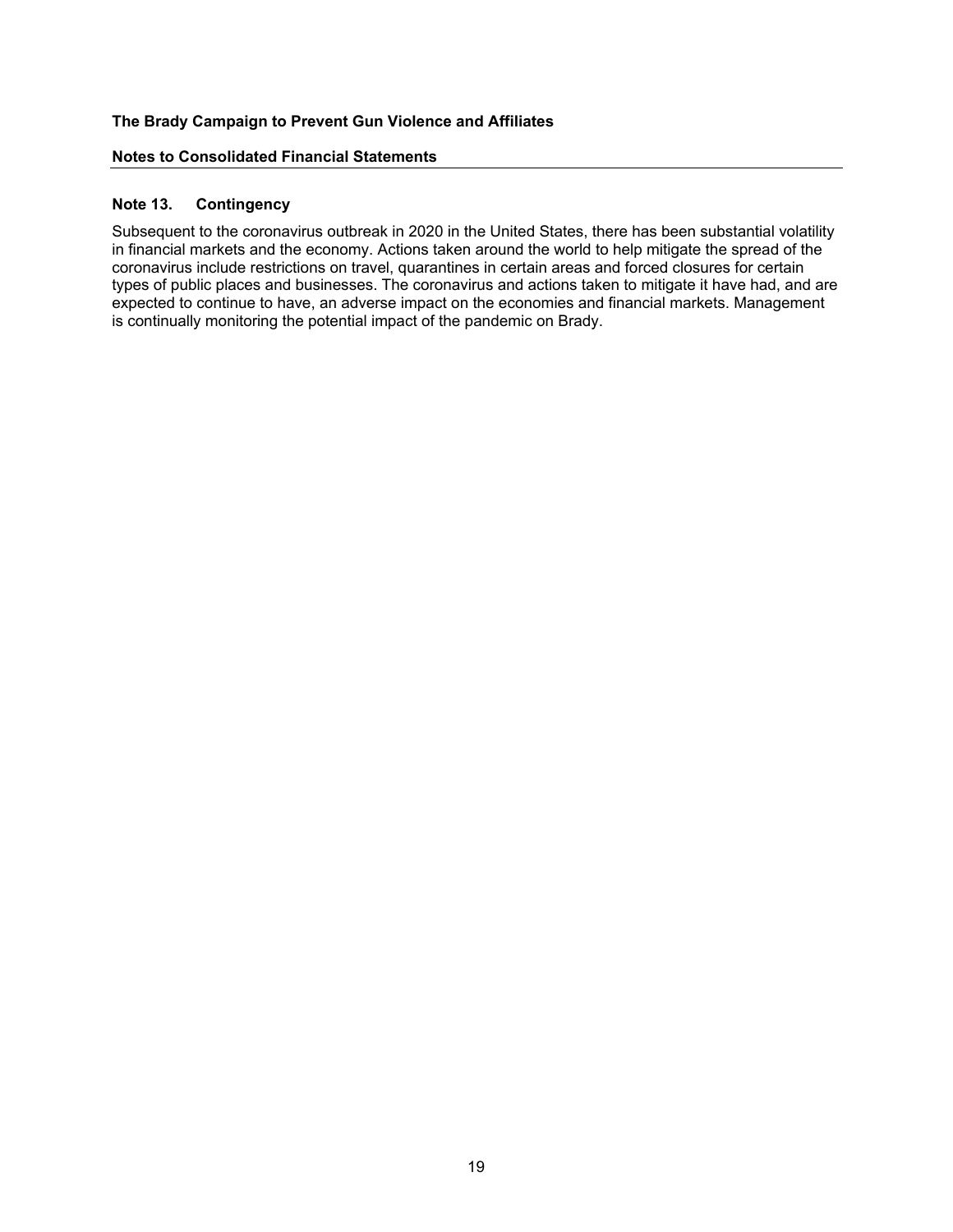# The Brady Campaign to Prevent Gun Violence and Affiliates

## Notes to Consolidated Financial Statements

### Note 13. Contingency

Subsequent to the coronavirus outbreak in 2020 in the United States, there has been substantial volatility in financial markets and the economy. Actions taken around the world to help mitigate the spread of the coronavirus include restrictions on travel, quarantines in certain areas and forced closures for certain types of public places and businesses. The coronavirus and actions taken to mitigate it have had, and are expected to continue to have, an adverse impact on the economies and financial markets. Management is continually monitoring the potential impact of the pandemic on Brady.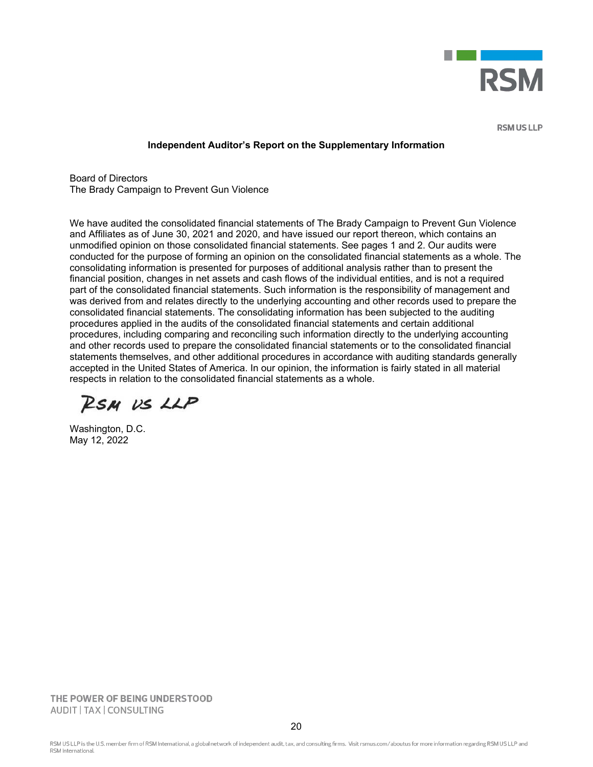RSM US LLP

## Independent Auditor's Report on the Supplementary Information

Board of Directors
The Brady Campaign to Prevent Gun Violence

We have audited the consolidated financial statements of The Brady Campaign to Prevent Gun Violence and Affiliates as of June 30, 2021 and 2020, and have issued our report thereon, which contains an unmodified opinion on those consolidated financial statements. See pages 1 and 2. Our audits were conducted for the purpose of forming an opinion on the consolidated financial statements as a whole. The consolidating information is presented for purposes of additional analysis rather than to present the financial position, changes in net assets and cash flows of the individual entities, and is not a required part of the consolidated financial statements. Such information is the responsibility of management and was derived from and relates directly to the underlying accounting and other records used to prepare the consolidated financial statements. The consolidating information has been subjected to the auditing procedures applied in the audits of the consolidated financial statements and certain additional procedures, including comparing and reconciling such information directly to the underlying accounting and other records used to prepare the consolidated financial statements or to the consolidated financial statements themselves, and other additional procedures in accordance with auditing standards generally accepted in the United States of America. In our opinion, the information is fairly stated in all material respects in relation to the consolidated financial statements as a whole.

RSM US LLP

Washington, D.C.
May 12, 2022

THE POWER OF BEING UNDERSTOOD
AUDIT | TAX | CONSULTING

RSM US LLP is the U.S. member firm of RSM International, a global network of independent audit, tax, and consulting firms. Visit rsmus.com/aboutus for more information regarding RSM US LLP and RSM International.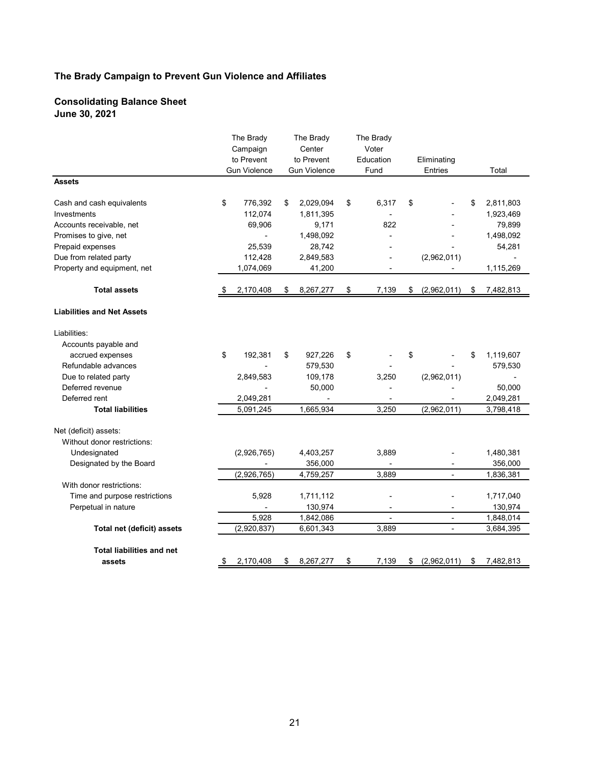## The Brady Campaign to Prevent Gun Violence and Affiliates

### Consolidating Balance Sheet
### June 30, 2021

| | The Brady Campaign to Prevent Gun Violence | The Brady Center to Prevent Gun Violence | The Brady Voter Education Fund | Eliminating Entries | Total |
|---|---|---|---|---|---|
| **Assets** | | | | | |
| Cash and cash equivalents | $ 776,392 | $ 2,029,094 | $ 6,317 | $ - | $ 2,811,803 |
| Investments | 112,074 | 1,811,395 | - | - | 1,923,469 |
| Accounts receivable, net | 69,906 | 9,171 | 822 | - | 79,899 |
| Promises to give, net | - | 1,498,092 | - | - | 1,498,092 |
| Prepaid expenses | 25,539 | 28,742 | - | - | 54,281 |
| Due from related party | 112,428 | 2,849,583 | - | (2,962,011) | - |
| Property and equipment, net | 1,074,069 | 41,200 | - | - | 1,115,269 |
| **Total assets** | $ 2,170,408 | $ 8,267,277 | $ 7,139 | $ (2,962,011) | $ 7,482,813 |
| **Liabilities and Net Assets** | | | | | |
| Liabilities: | | | | | |
| Accounts payable and accrued expenses | $ 192,381 | $ 927,226 | $ - | $ - | $ 1,119,607 |
| Refundable advances | - | 579,530 | - | - | 579,530 |
| Due to related party | 2,849,583 | 109,178 | 3,250 | (2,962,011) | - |
| Deferred revenue | - | 50,000 | - | - | 50,000 |
| Deferred rent | 2,049,281 | - | - | - | 2,049,281 |
| **Total liabilities** | 5,091,245 | 1,665,934 | 3,250 | (2,962,011) | 3,798,418 |
| Net (deficit) assets: | | | | | |
| Without donor restrictions: | | | | | |
| Undesignated | (2,926,765) | 4,403,257 | 3,889 | - | 1,480,381 |
| Designated by the Board | - | 356,000 | - | - | 356,000 |
| | (2,926,765) | 4,759,257 | 3,889 | - | 1,836,381 |
| With donor restrictions: | | | | | |
| Time and purpose restrictions | 5,928 | 1,711,112 | - | - | 1,717,040 |
| Perpetual in nature | - | 130,974 | - | - | 130,974 |
| | 5,928 | 1,842,086 | - | - | 1,848,014 |
| **Total net (deficit) assets** | (2,920,837) | 6,601,343 | 3,889 | - | 3,684,395 |
| **Total liabilities and net assets** | $ 2,170,408 | $ 8,267,277 | $ 7,139 | $ (2,962,011) | $ 7,482,813 |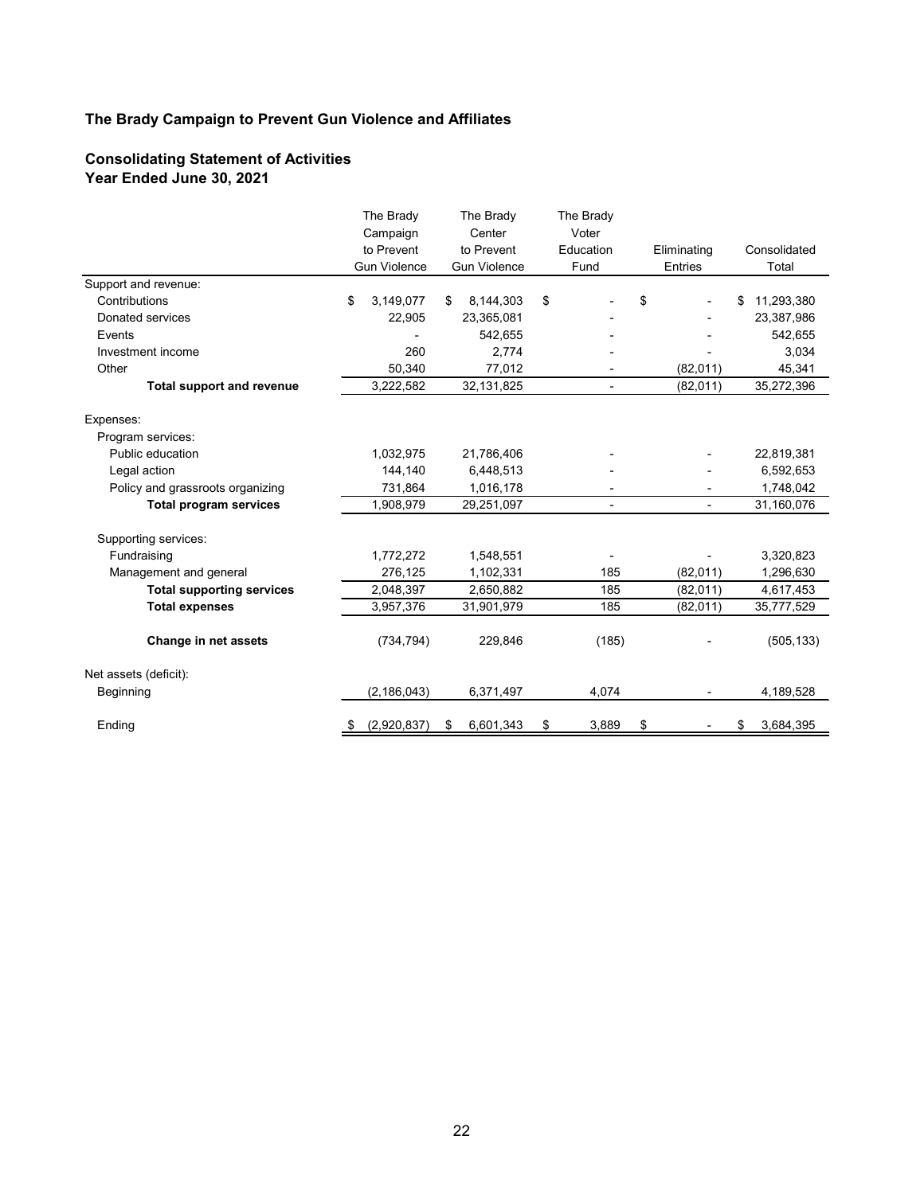# The Brady Campaign to Prevent Gun Violence and Affiliates

## Consolidating Statement of Activities
**Year Ended June 30, 2021**

| | The Brady Campaign to Prevent Gun Violence | The Brady Center to Prevent Gun Violence | The Brady Voter Education Fund | Eliminating Entries | Consolidated Total |
|---|---|---|---|---|---|
| Support and revenue: | | | | | |
| Contributions | $ 3,149,077 | $ 8,144,303 | $ - | $ - | $ 11,293,380 |
| Donated services | 22,905 | 23,365,081 | - | - | 23,387,986 |
| Events | - | 542,655 | - | - | 542,655 |
| Investment income | 260 | 2,774 | - | - | 3,034 |
| Other | 50,340 | 77,012 | - | (82,011) | 45,341 |
| **Total support and revenue** | 3,222,582 | 32,131,825 | - | (82,011) | 35,272,396 |
| Expenses: | | | | | |
| Program services: | | | | | |
| Public education | 1,032,975 | 21,786,406 | - | - | 22,819,381 |
| Legal action | 144,140 | 6,448,513 | - | - | 6,592,653 |
| Policy and grassroots organizing | 731,864 | 1,016,178 | - | - | 1,748,042 |
| **Total program services** | 1,908,979 | 29,251,097 | - | - | 31,160,076 |
| Supporting services: | | | | | |
| Fundraising | 1,772,272 | 1,548,551 | - | - | 3,320,823 |
| Management and general | 276,125 | 1,102,331 | 185 | (82,011) | 1,296,630 |
| **Total supporting services** | 2,048,397 | 2,650,882 | 185 | (82,011) | 4,617,453 |
| **Total expenses** | 3,957,376 | 31,901,979 | 185 | (82,011) | 35,777,529 |
| **Change in net assets** | (734,794) | 229,846 | (185) | - | (505,133) |
| Net assets (deficit): | | | | | |
| Beginning | (2,186,043) | 6,371,497 | 4,074 | - | 4,189,528 |
| Ending | $ (2,920,837) | $ 6,601,343 | $ 3,889 | $ - | $ 3,684,395 |